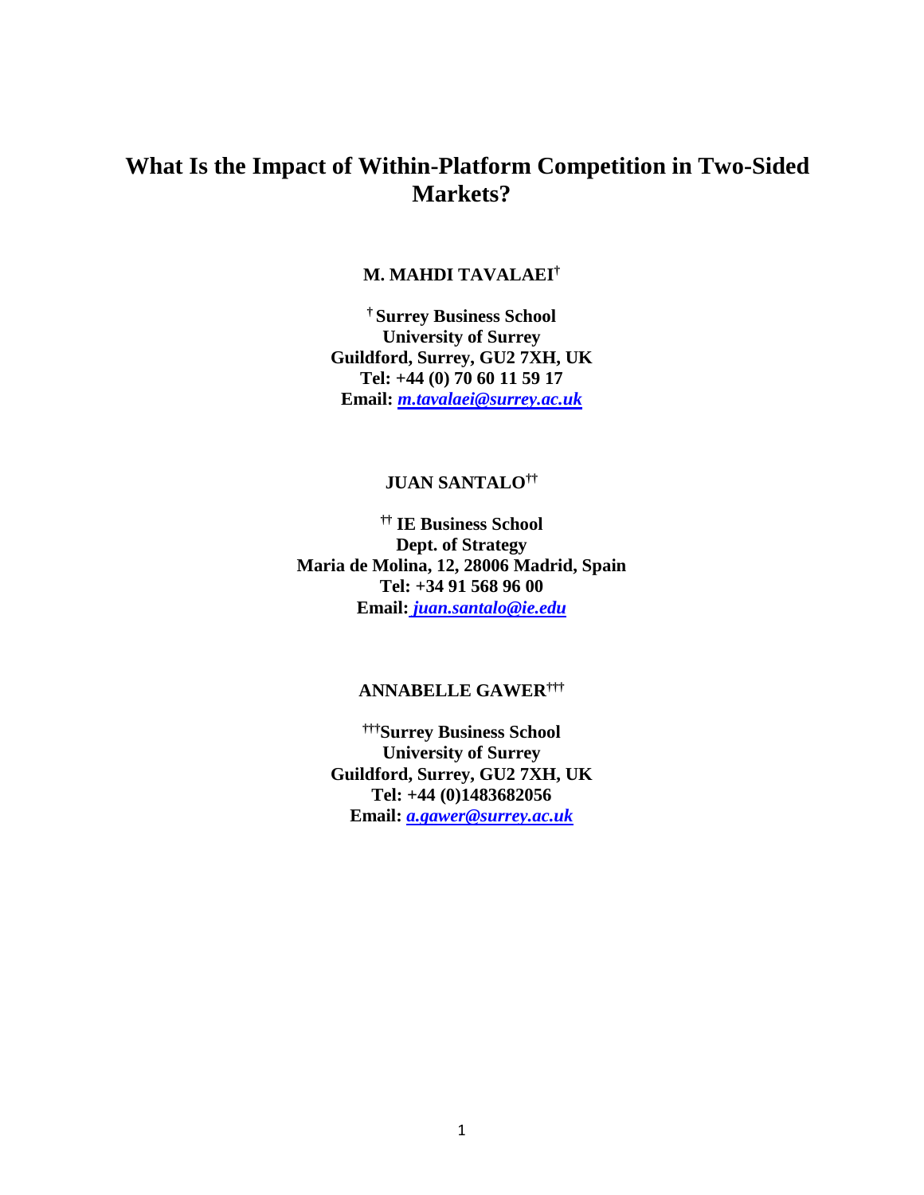# What Is the Impact of Within-Platform Competition in Two-Sided Markets?

**M. MAHDI TAVALAEI[†]**

**[†] Surrey Business School**
**University of Surrey**
**Guildford, Surrey, GU2 7XH, UK**
**Tel: +44 (0) 70 60 11 59 17**
**Email: *m.tavalaei@surrey.ac.uk***

**JUAN SANTALO[††]**

**[††] IE Business School**
**Dept. of Strategy**
**Maria de Molina, 12, 28006 Madrid, Spain**
**Tel: +34 91 568 96 00**
**Email: *juan.santalo@ie.edu***

**ANNABELLE GAWER[†††]**

**[†††]Surrey Business School**
**University of Surrey**
**Guildford, Surrey, GU2 7XH, UK**
**Tel: +44 (0)1483682056**
**Email: *a.gawer@surrey.ac.uk***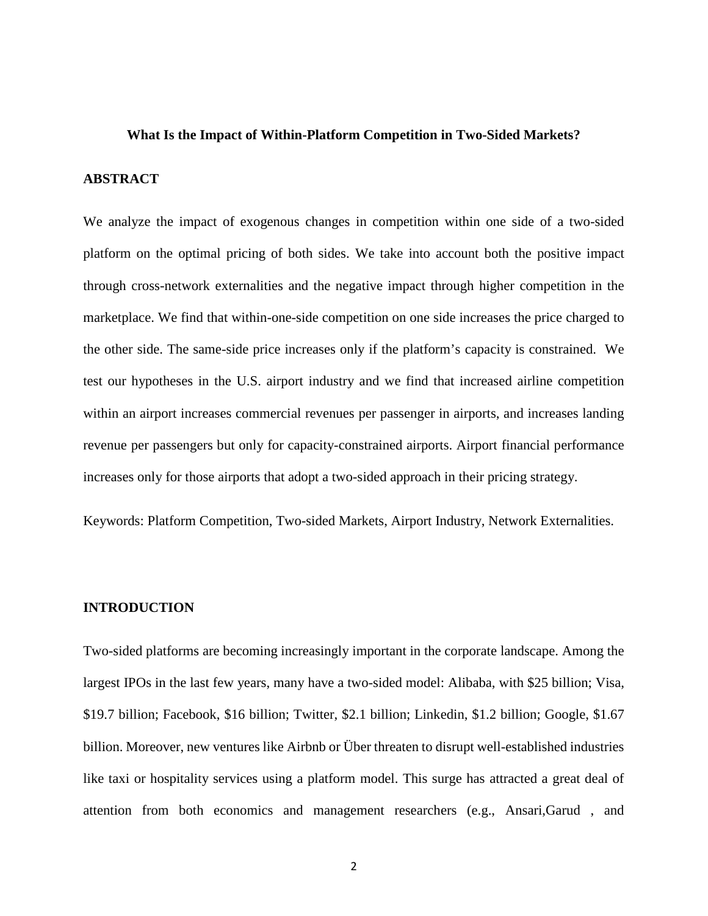# What Is the Impact of Within-Platform Competition in Two-Sided Markets?

## ABSTRACT

We analyze the impact of exogenous changes in competition within one side of a two-sided platform on the optimal pricing of both sides. We take into account both the positive impact through cross-network externalities and the negative impact through higher competition in the marketplace. We find that within-one-side competition on one side increases the price charged to the other side. The same-side price increases only if the platform's capacity is constrained. We test our hypotheses in the U.S. airport industry and we find that increased airline competition within an airport increases commercial revenues per passenger in airports, and increases landing revenue per passengers but only for capacity-constrained airports. Airport financial performance increases only for those airports that adopt a two-sided approach in their pricing strategy.

Keywords: Platform Competition, Two-sided Markets, Airport Industry, Network Externalities.

## INTRODUCTION

Two-sided platforms are becoming increasingly important in the corporate landscape. Among the largest IPOs in the last few years, many have a two-sided model: Alibaba, with $25 billion; Visa, $19.7 billion; Facebook, $16 billion; Twitter, $2.1 billion; Linkedin, $1.2 billion; Google, $1.67 billion. Moreover, new ventures like Airbnb or Über threaten to disrupt well-established industries like taxi or hospitality services using a platform model. This surge has attracted a great deal of attention from both economics and management researchers (e.g., Ansari,Garud , and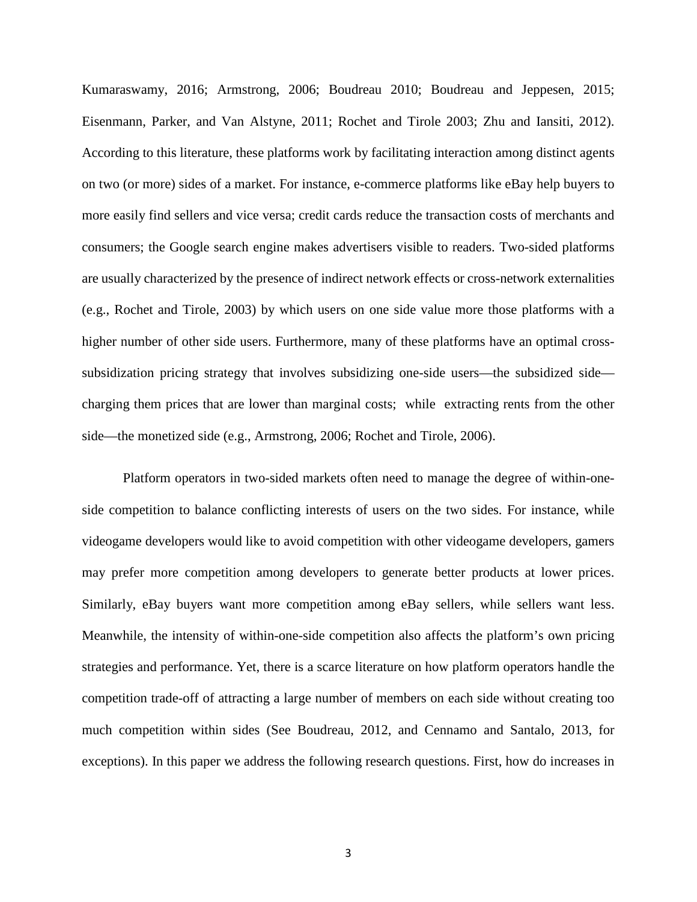Kumaraswamy, 2016; Armstrong, 2006; Boudreau 2010; Boudreau and Jeppesen, 2015; Eisenmann, Parker, and Van Alstyne, 2011; Rochet and Tirole 2003; Zhu and Iansiti, 2012). According to this literature, these platforms work by facilitating interaction among distinct agents on two (or more) sides of a market. For instance, e-commerce platforms like eBay help buyers to more easily find sellers and vice versa; credit cards reduce the transaction costs of merchants and consumers; the Google search engine makes advertisers visible to readers. Two-sided platforms are usually characterized by the presence of indirect network effects or cross-network externalities (e.g., Rochet and Tirole, 2003) by which users on one side value more those platforms with a higher number of other side users. Furthermore, many of these platforms have an optimal cross-subsidization pricing strategy that involves subsidizing one-side users—the subsidized side—charging them prices that are lower than marginal costs; while extracting rents from the other side—the monetized side (e.g., Armstrong, 2006; Rochet and Tirole, 2006).

Platform operators in two-sided markets often need to manage the degree of within-one-side competition to balance conflicting interests of users on the two sides. For instance, while videogame developers would like to avoid competition with other videogame developers, gamers may prefer more competition among developers to generate better products at lower prices. Similarly, eBay buyers want more competition among eBay sellers, while sellers want less. Meanwhile, the intensity of within-one-side competition also affects the platform's own pricing strategies and performance. Yet, there is a scarce literature on how platform operators handle the competition trade-off of attracting a large number of members on each side without creating too much competition within sides (See Boudreau, 2012, and Cennamo and Santalo, 2013, for exceptions). In this paper we address the following research questions. First, how do increases in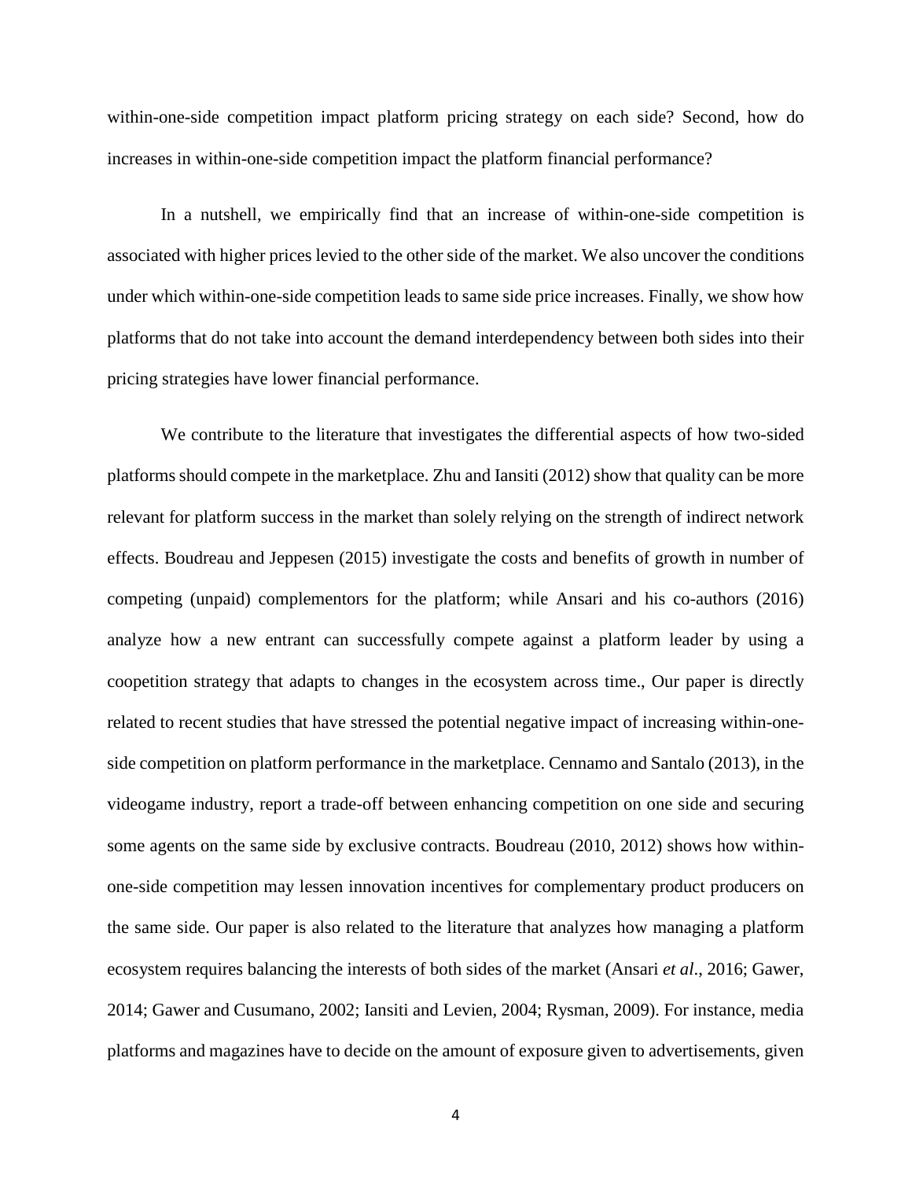within-one-side competition impact platform pricing strategy on each side? Second, how do increases in within-one-side competition impact the platform financial performance?

In a nutshell, we empirically find that an increase of within-one-side competition is associated with higher prices levied to the other side of the market. We also uncover the conditions under which within-one-side competition leads to same side price increases. Finally, we show how platforms that do not take into account the demand interdependency between both sides into their pricing strategies have lower financial performance.

We contribute to the literature that investigates the differential aspects of how two-sided platforms should compete in the marketplace. Zhu and Iansiti (2012) show that quality can be more relevant for platform success in the market than solely relying on the strength of indirect network effects. Boudreau and Jeppesen (2015) investigate the costs and benefits of growth in number of competing (unpaid) complementors for the platform; while Ansari and his co-authors (2016) analyze how a new entrant can successfully compete against a platform leader by using a coopetition strategy that adapts to changes in the ecosystem across time., Our paper is directly related to recent studies that have stressed the potential negative impact of increasing within-one-side competition on platform performance in the marketplace. Cennamo and Santalo (2013), in the videogame industry, report a trade-off between enhancing competition on one side and securing some agents on the same side by exclusive contracts. Boudreau (2010, 2012) shows how within-one-side competition may lessen innovation incentives for complementary product producers on the same side. Our paper is also related to the literature that analyzes how managing a platform ecosystem requires balancing the interests of both sides of the market (Ansari *et al*., 2016; Gawer, 2014; Gawer and Cusumano, 2002; Iansiti and Levien, 2004; Rysman, 2009). For instance, media platforms and magazines have to decide on the amount of exposure given to advertisements, given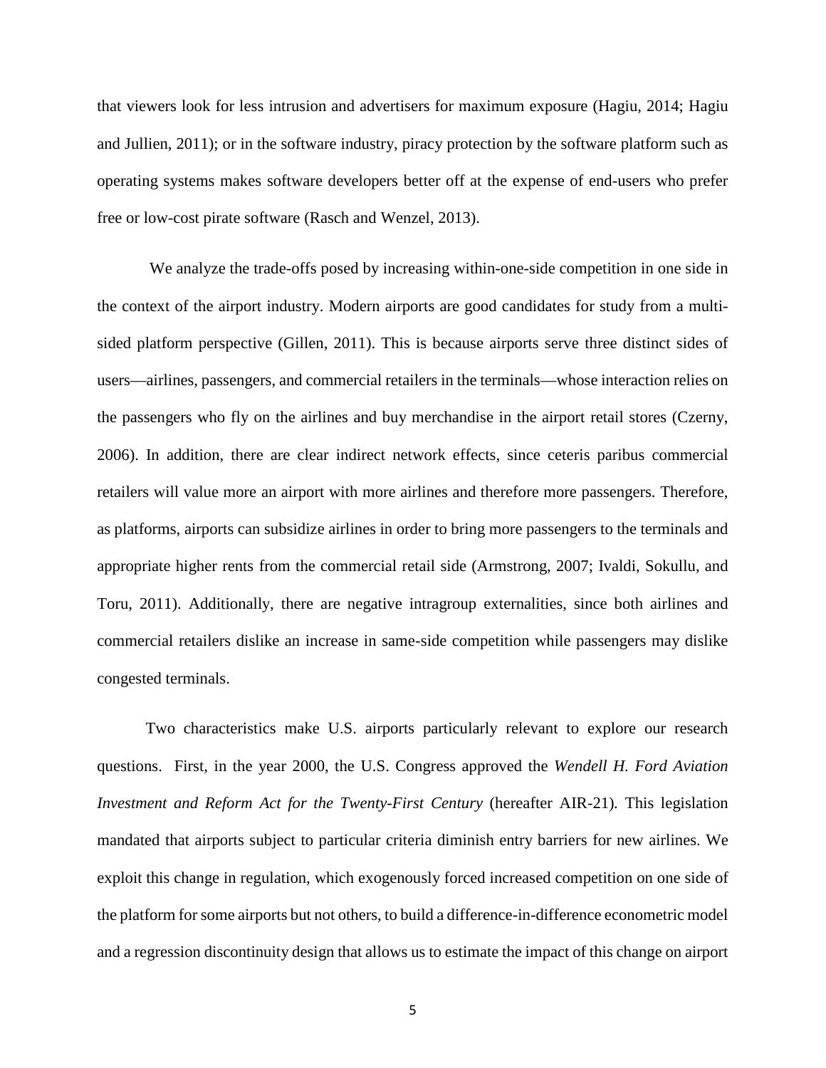that viewers look for less intrusion and advertisers for maximum exposure (Hagiu, 2014; Hagiu and Jullien, 2011); or in the software industry, piracy protection by the software platform such as operating systems makes software developers better off at the expense of end-users who prefer free or low-cost pirate software (Rasch and Wenzel, 2013).

We analyze the trade-offs posed by increasing within-one-side competition in one side in the context of the airport industry. Modern airports are good candidates for study from a multi-sided platform perspective (Gillen, 2011). This is because airports serve three distinct sides of users—airlines, passengers, and commercial retailers in the terminals—whose interaction relies on the passengers who fly on the airlines and buy merchandise in the airport retail stores (Czerny, 2006). In addition, there are clear indirect network effects, since ceteris paribus commercial retailers will value more an airport with more airlines and therefore more passengers. Therefore, as platforms, airports can subsidize airlines in order to bring more passengers to the terminals and appropriate higher rents from the commercial retail side (Armstrong, 2007; Ivaldi, Sokullu, and Toru, 2011). Additionally, there are negative intragroup externalities, since both airlines and commercial retailers dislike an increase in same-side competition while passengers may dislike congested terminals.

Two characteristics make U.S. airports particularly relevant to explore our research questions. First, in the year 2000, the U.S. Congress approved the *Wendell H. Ford Aviation Investment and Reform Act for the Twenty-First Century* (hereafter AIR-21). This legislation mandated that airports subject to particular criteria diminish entry barriers for new airlines. We exploit this change in regulation, which exogenously forced increased competition on one side of the platform for some airports but not others, to build a difference-in-difference econometric model and a regression discontinuity design that allows us to estimate the impact of this change on airport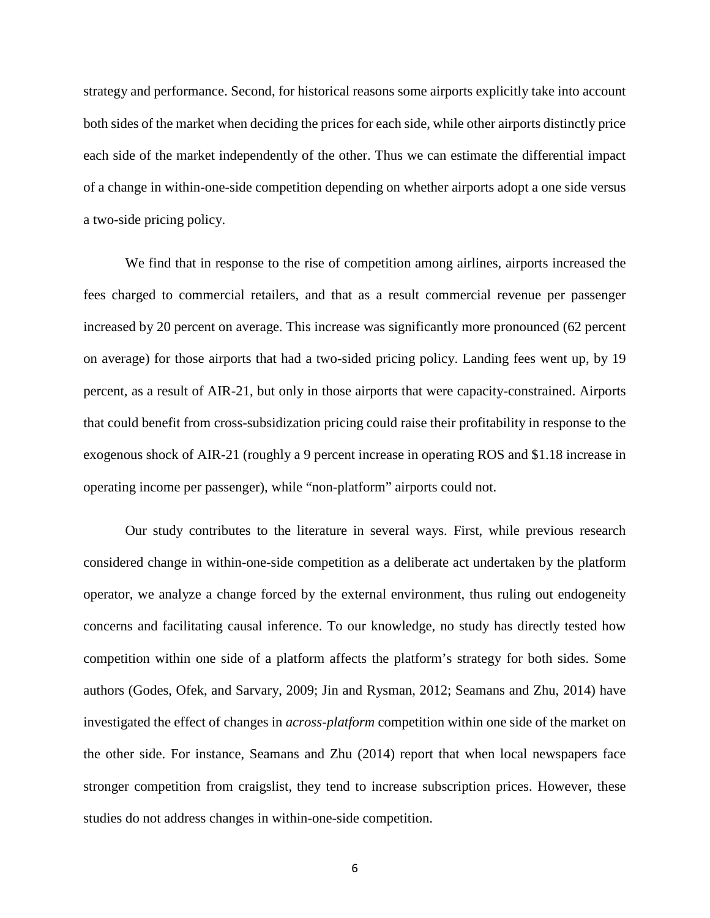strategy and performance. Second, for historical reasons some airports explicitly take into account both sides of the market when deciding the prices for each side, while other airports distinctly price each side of the market independently of the other. Thus we can estimate the differential impact of a change in within-one-side competition depending on whether airports adopt a one side versus a two-side pricing policy.

We find that in response to the rise of competition among airlines, airports increased the fees charged to commercial retailers, and that as a result commercial revenue per passenger increased by 20 percent on average. This increase was significantly more pronounced (62 percent on average) for those airports that had a two-sided pricing policy. Landing fees went up, by 19 percent, as a result of AIR-21, but only in those airports that were capacity-constrained. Airports that could benefit from cross-subsidization pricing could raise their profitability in response to the exogenous shock of AIR-21 (roughly a 9 percent increase in operating ROS and $1.18 increase in operating income per passenger), while "non-platform" airports could not.

Our study contributes to the literature in several ways. First, while previous research considered change in within-one-side competition as a deliberate act undertaken by the platform operator, we analyze a change forced by the external environment, thus ruling out endogeneity concerns and facilitating causal inference. To our knowledge, no study has directly tested how competition within one side of a platform affects the platform's strategy for both sides. Some authors (Godes, Ofek, and Sarvary, 2009; Jin and Rysman, 2012; Seamans and Zhu, 2014) have investigated the effect of changes in *across-platform* competition within one side of the market on the other side. For instance, Seamans and Zhu (2014) report that when local newspapers face stronger competition from craigslist, they tend to increase subscription prices. However, these studies do not address changes in within-one-side competition.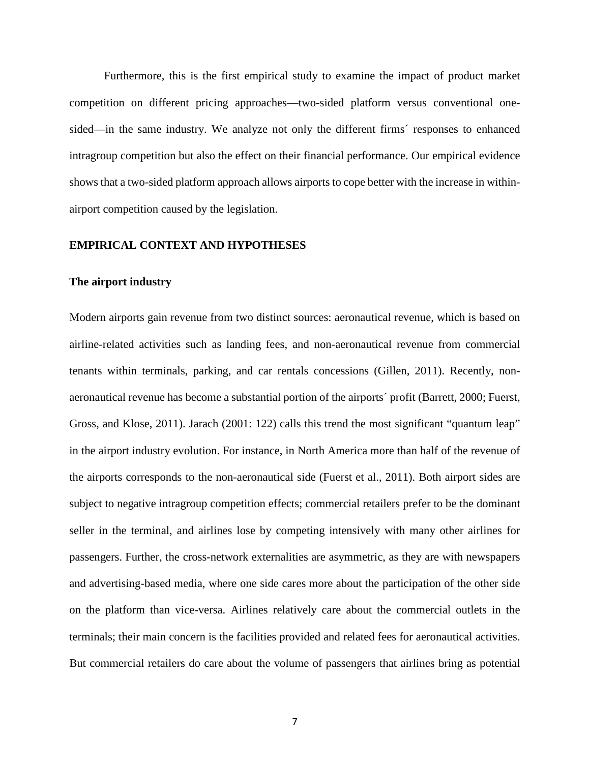Furthermore, this is the first empirical study to examine the impact of product market competition on different pricing approaches—two-sided platform versus conventional one-sided—in the same industry. We analyze not only the different firms´ responses to enhanced intragroup competition but also the effect on their financial performance. Our empirical evidence shows that a two-sided platform approach allows airports to cope better with the increase in within-airport competition caused by the legislation.

## EMPIRICAL CONTEXT AND HYPOTHESES

### The airport industry

Modern airports gain revenue from two distinct sources: aeronautical revenue, which is based on airline-related activities such as landing fees, and non-aeronautical revenue from commercial tenants within terminals, parking, and car rentals concessions (Gillen, 2011). Recently, non-aeronautical revenue has become a substantial portion of the airports´ profit (Barrett, 2000; Fuerst, Gross, and Klose, 2011). Jarach (2001: 122) calls this trend the most significant "quantum leap" in the airport industry evolution. For instance, in North America more than half of the revenue of the airports corresponds to the non-aeronautical side (Fuerst et al., 2011). Both airport sides are subject to negative intragroup competition effects; commercial retailers prefer to be the dominant seller in the terminal, and airlines lose by competing intensively with many other airlines for passengers. Further, the cross-network externalities are asymmetric, as they are with newspapers and advertising-based media, where one side cares more about the participation of the other side on the platform than vice-versa. Airlines relatively care about the commercial outlets in the terminals; their main concern is the facilities provided and related fees for aeronautical activities. But commercial retailers do care about the volume of passengers that airlines bring as potential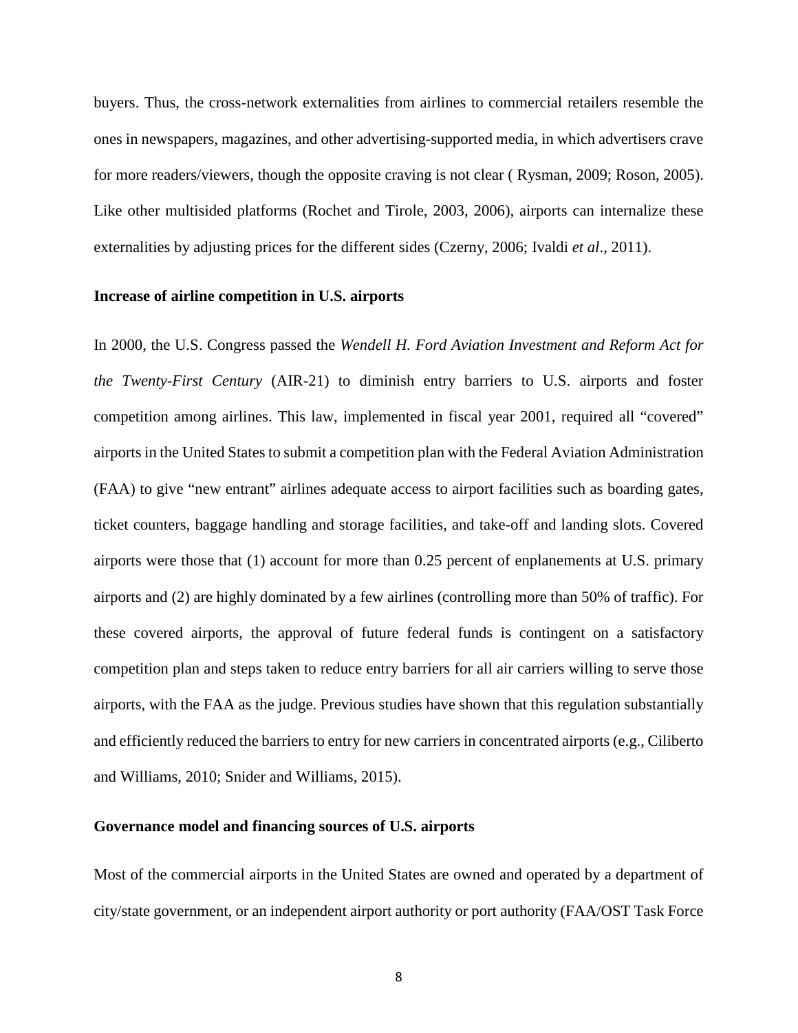buyers. Thus, the cross-network externalities from airlines to commercial retailers resemble the ones in newspapers, magazines, and other advertising-supported media, in which advertisers crave for more readers/viewers, though the opposite craving is not clear ( Rysman, 2009; Roson, 2005). Like other multisided platforms (Rochet and Tirole, 2003, 2006), airports can internalize these externalities by adjusting prices for the different sides (Czerny, 2006; Ivaldi *et al*., 2011).

**Increase of airline competition in U.S. airports**

In 2000, the U.S. Congress passed the *Wendell H. Ford Aviation Investment and Reform Act for the Twenty-First Century* (AIR-21) to diminish entry barriers to U.S. airports and foster competition among airlines. This law, implemented in fiscal year 2001, required all "covered" airports in the United States to submit a competition plan with the Federal Aviation Administration (FAA) to give "new entrant" airlines adequate access to airport facilities such as boarding gates, ticket counters, baggage handling and storage facilities, and take-off and landing slots. Covered airports were those that (1) account for more than 0.25 percent of enplanements at U.S. primary airports and (2) are highly dominated by a few airlines (controlling more than 50% of traffic). For these covered airports, the approval of future federal funds is contingent on a satisfactory competition plan and steps taken to reduce entry barriers for all air carriers willing to serve those airports, with the FAA as the judge. Previous studies have shown that this regulation substantially and efficiently reduced the barriers to entry for new carriers in concentrated airports (e.g., Ciliberto and Williams, 2010; Snider and Williams, 2015).

**Governance model and financing sources of U.S. airports**

Most of the commercial airports in the United States are owned and operated by a department of city/state government, or an independent airport authority or port authority (FAA/OST Task Force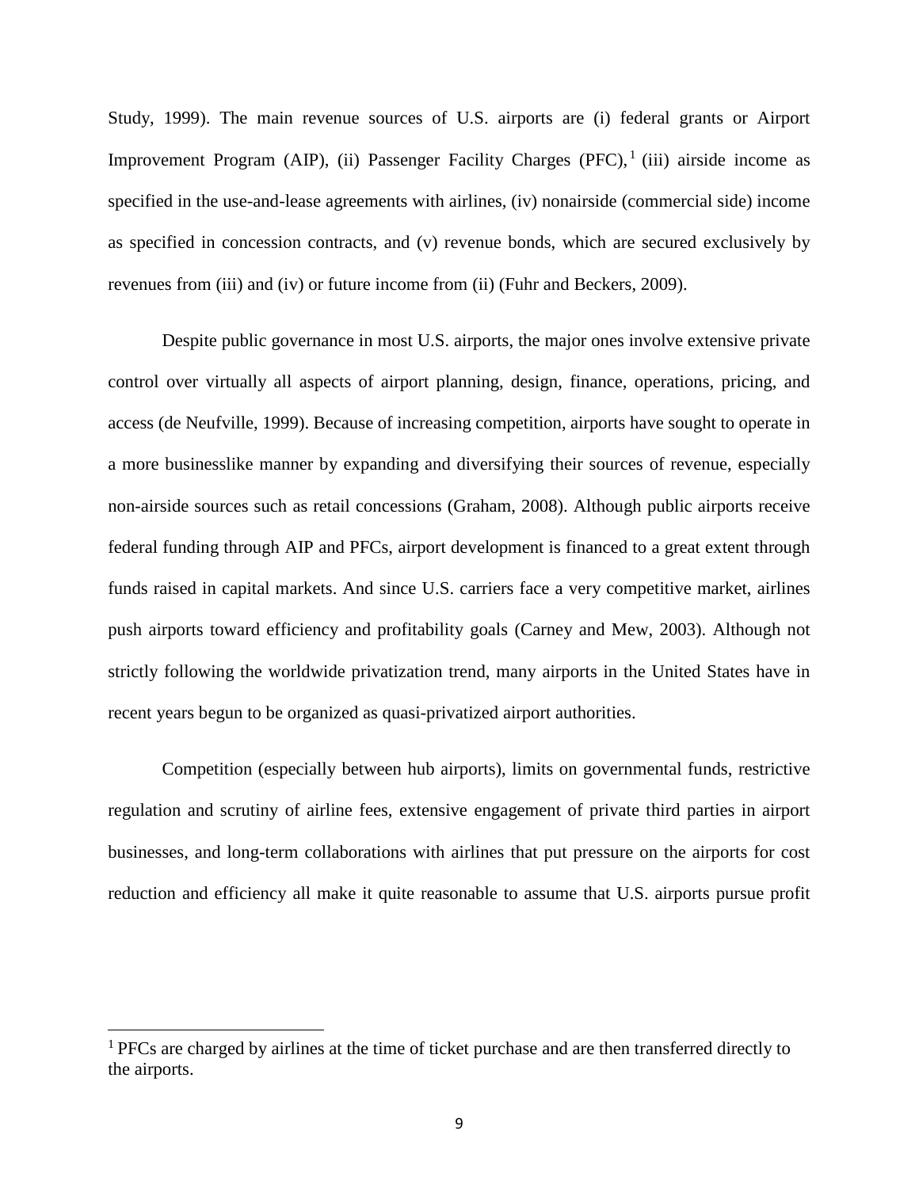Study, 1999). The main revenue sources of U.S. airports are (i) federal grants or Airport Improvement Program (AIP), (ii) Passenger Facility Charges (PFC),[1] (iii) airside income as specified in the use-and-lease agreements with airlines, (iv) nonairside (commercial side) income as specified in concession contracts, and (v) revenue bonds, which are secured exclusively by revenues from (iii) and (iv) or future income from (ii) (Fuhr and Beckers, 2009).

Despite public governance in most U.S. airports, the major ones involve extensive private control over virtually all aspects of airport planning, design, finance, operations, pricing, and access (de Neufville, 1999). Because of increasing competition, airports have sought to operate in a more businesslike manner by expanding and diversifying their sources of revenue, especially non-airside sources such as retail concessions (Graham, 2008). Although public airports receive federal funding through AIP and PFCs, airport development is financed to a great extent through funds raised in capital markets. And since U.S. carriers face a very competitive market, airlines push airports toward efficiency and profitability goals (Carney and Mew, 2003). Although not strictly following the worldwide privatization trend, many airports in the United States have in recent years begun to be organized as quasi-privatized airport authorities.

Competition (especially between hub airports), limits on governmental funds, restrictive regulation and scrutiny of airline fees, extensive engagement of private third parties in airport businesses, and long-term collaborations with airlines that put pressure on the airports for cost reduction and efficiency all make it quite reasonable to assume that U.S. airports pursue profit

[1] PFCs are charged by airlines at the time of ticket purchase and are then transferred directly to the airports.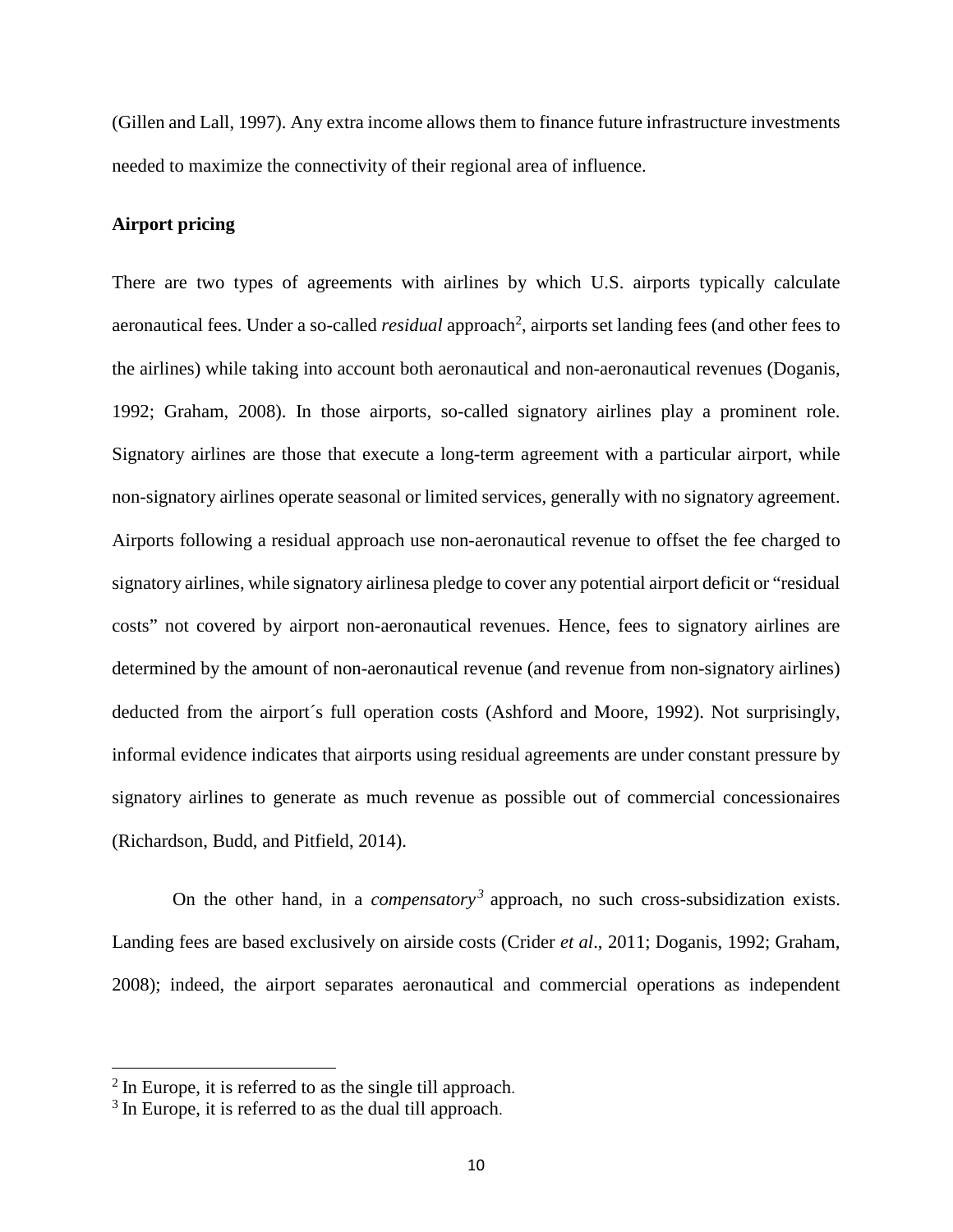(Gillen and Lall, 1997). Any extra income allows them to finance future infrastructure investments needed to maximize the connectivity of their regional area of influence.

**Airport pricing**

There are two types of agreements with airlines by which U.S. airports typically calculate aeronautical fees. Under a so-called *residual* approach[2], airports set landing fees (and other fees to the airlines) while taking into account both aeronautical and non-aeronautical revenues (Doganis, 1992; Graham, 2008). In those airports, so-called signatory airlines play a prominent role. Signatory airlines are those that execute a long-term agreement with a particular airport, while non-signatory airlines operate seasonal or limited services, generally with no signatory agreement. Airports following a residual approach use non-aeronautical revenue to offset the fee charged to signatory airlines, while signatory airlinesa pledge to cover any potential airport deficit or "residual costs" not covered by airport non-aeronautical revenues. Hence, fees to signatory airlines are determined by the amount of non-aeronautical revenue (and revenue from non-signatory airlines) deducted from the airport´s full operation costs (Ashford and Moore, 1992). Not surprisingly, informal evidence indicates that airports using residual agreements are under constant pressure by signatory airlines to generate as much revenue as possible out of commercial concessionaires (Richardson, Budd, and Pitfield, 2014).

On the other hand, in a *compensatory*[3] approach, no such cross-subsidization exists. Landing fees are based exclusively on airside costs (Crider *et al*., 2011; Doganis, 1992; Graham, 2008); indeed, the airport separates aeronautical and commercial operations as independent

[2] In Europe, it is referred to as the single till approach.

[3] In Europe, it is referred to as the dual till approach.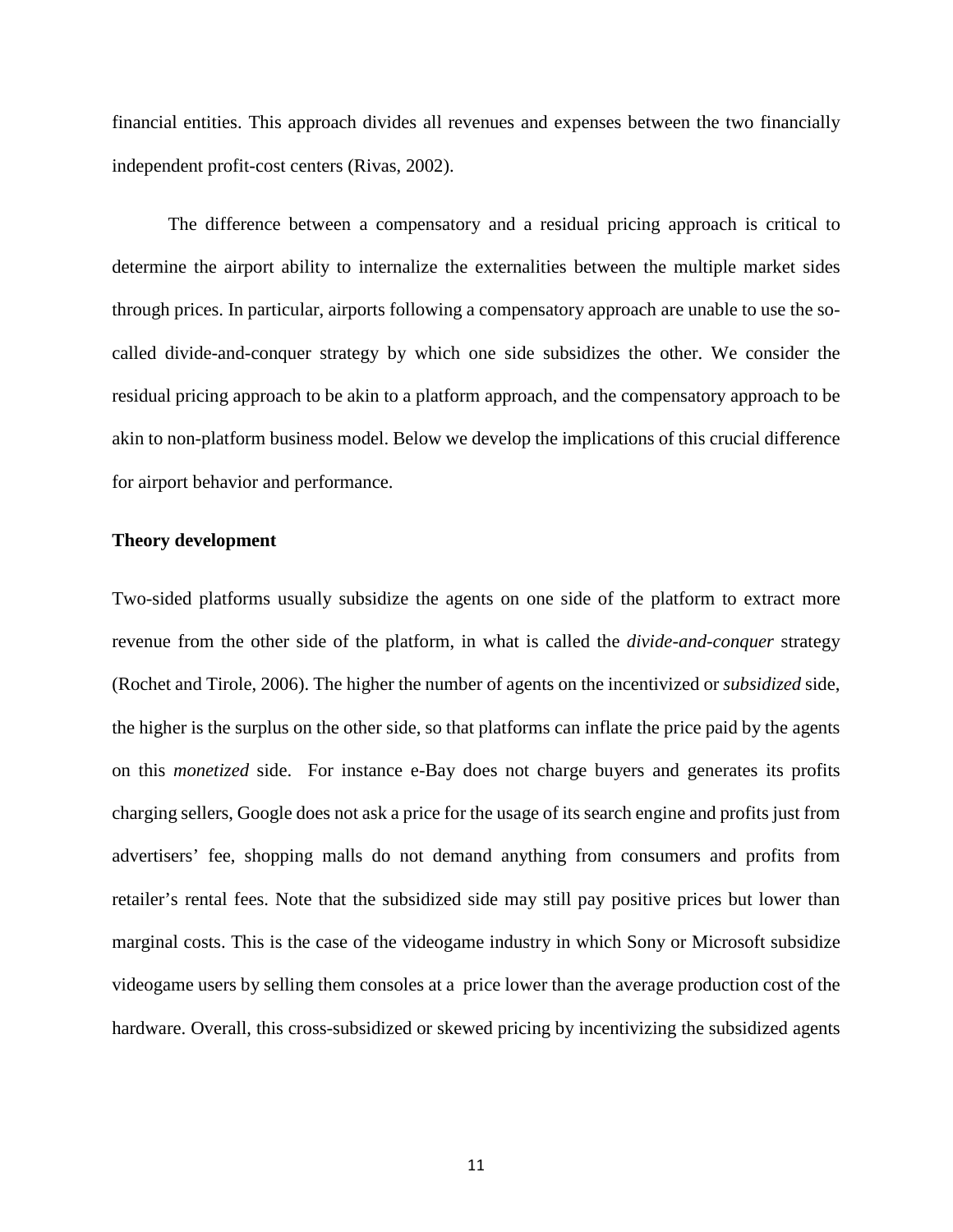financial entities. This approach divides all revenues and expenses between the two financially independent profit-cost centers (Rivas, 2002).

The difference between a compensatory and a residual pricing approach is critical to determine the airport ability to internalize the externalities between the multiple market sides through prices. In particular, airports following a compensatory approach are unable to use the so-called divide-and-conquer strategy by which one side subsidizes the other. We consider the residual pricing approach to be akin to a platform approach, and the compensatory approach to be akin to non-platform business model. Below we develop the implications of this crucial difference for airport behavior and performance.

**Theory development**

Two-sided platforms usually subsidize the agents on one side of the platform to extract more revenue from the other side of the platform, in what is called the *divide-and-conquer* strategy (Rochet and Tirole, 2006). The higher the number of agents on the incentivized or *subsidized* side, the higher is the surplus on the other side, so that platforms can inflate the price paid by the agents on this *monetized* side. For instance e-Bay does not charge buyers and generates its profits charging sellers, Google does not ask a price for the usage of its search engine and profits just from advertisers' fee, shopping malls do not demand anything from consumers and profits from retailer's rental fees. Note that the subsidized side may still pay positive prices but lower than marginal costs. This is the case of the videogame industry in which Sony or Microsoft subsidize videogame users by selling them consoles at a price lower than the average production cost of the hardware. Overall, this cross-subsidized or skewed pricing by incentivizing the subsidized agents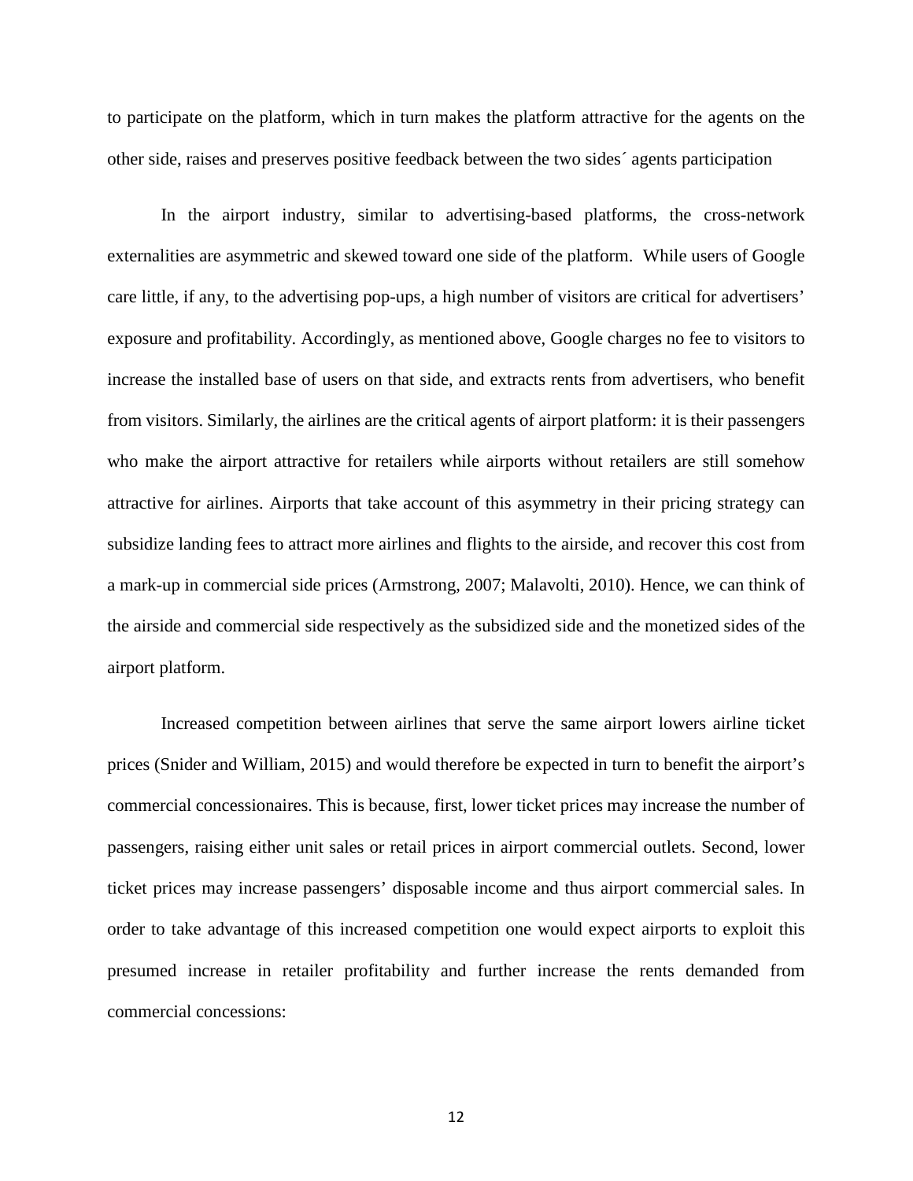to participate on the platform, which in turn makes the platform attractive for the agents on the other side, raises and preserves positive feedback between the two sides´ agents participation

In the airport industry, similar to advertising-based platforms, the cross-network externalities are asymmetric and skewed toward one side of the platform. While users of Google care little, if any, to the advertising pop-ups, a high number of visitors are critical for advertisers' exposure and profitability. Accordingly, as mentioned above, Google charges no fee to visitors to increase the installed base of users on that side, and extracts rents from advertisers, who benefit from visitors. Similarly, the airlines are the critical agents of airport platform: it is their passengers who make the airport attractive for retailers while airports without retailers are still somehow attractive for airlines. Airports that take account of this asymmetry in their pricing strategy can subsidize landing fees to attract more airlines and flights to the airside, and recover this cost from a mark-up in commercial side prices (Armstrong, 2007; Malavolti, 2010). Hence, we can think of the airside and commercial side respectively as the subsidized side and the monetized sides of the airport platform.

Increased competition between airlines that serve the same airport lowers airline ticket prices (Snider and William, 2015) and would therefore be expected in turn to benefit the airport's commercial concessionaires. This is because, first, lower ticket prices may increase the number of passengers, raising either unit sales or retail prices in airport commercial outlets. Second, lower ticket prices may increase passengers' disposable income and thus airport commercial sales. In order to take advantage of this increased competition one would expect airports to exploit this presumed increase in retailer profitability and further increase the rents demanded from commercial concessions: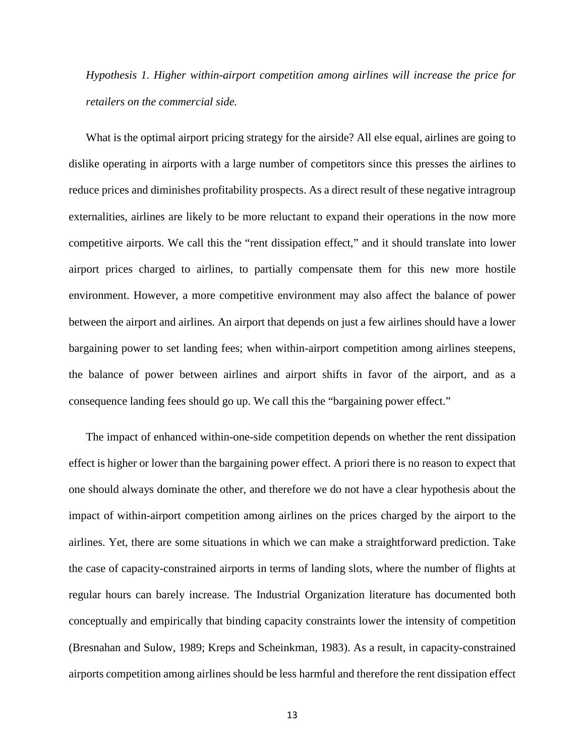*Hypothesis 1. Higher within-airport competition among airlines will increase the price for retailers on the commercial side.*

What is the optimal airport pricing strategy for the airside? All else equal, airlines are going to dislike operating in airports with a large number of competitors since this presses the airlines to reduce prices and diminishes profitability prospects. As a direct result of these negative intragroup externalities, airlines are likely to be more reluctant to expand their operations in the now more competitive airports. We call this the "rent dissipation effect," and it should translate into lower airport prices charged to airlines, to partially compensate them for this new more hostile environment. However, a more competitive environment may also affect the balance of power between the airport and airlines. An airport that depends on just a few airlines should have a lower bargaining power to set landing fees; when within-airport competition among airlines steepens, the balance of power between airlines and airport shifts in favor of the airport, and as a consequence landing fees should go up. We call this the "bargaining power effect."

The impact of enhanced within-one-side competition depends on whether the rent dissipation effect is higher or lower than the bargaining power effect. A priori there is no reason to expect that one should always dominate the other, and therefore we do not have a clear hypothesis about the impact of within-airport competition among airlines on the prices charged by the airport to the airlines. Yet, there are some situations in which we can make a straightforward prediction. Take the case of capacity-constrained airports in terms of landing slots, where the number of flights at regular hours can barely increase. The Industrial Organization literature has documented both conceptually and empirically that binding capacity constraints lower the intensity of competition (Bresnahan and Sulow, 1989; Kreps and Scheinkman, 1983). As a result, in capacity-constrained airports competition among airlines should be less harmful and therefore the rent dissipation effect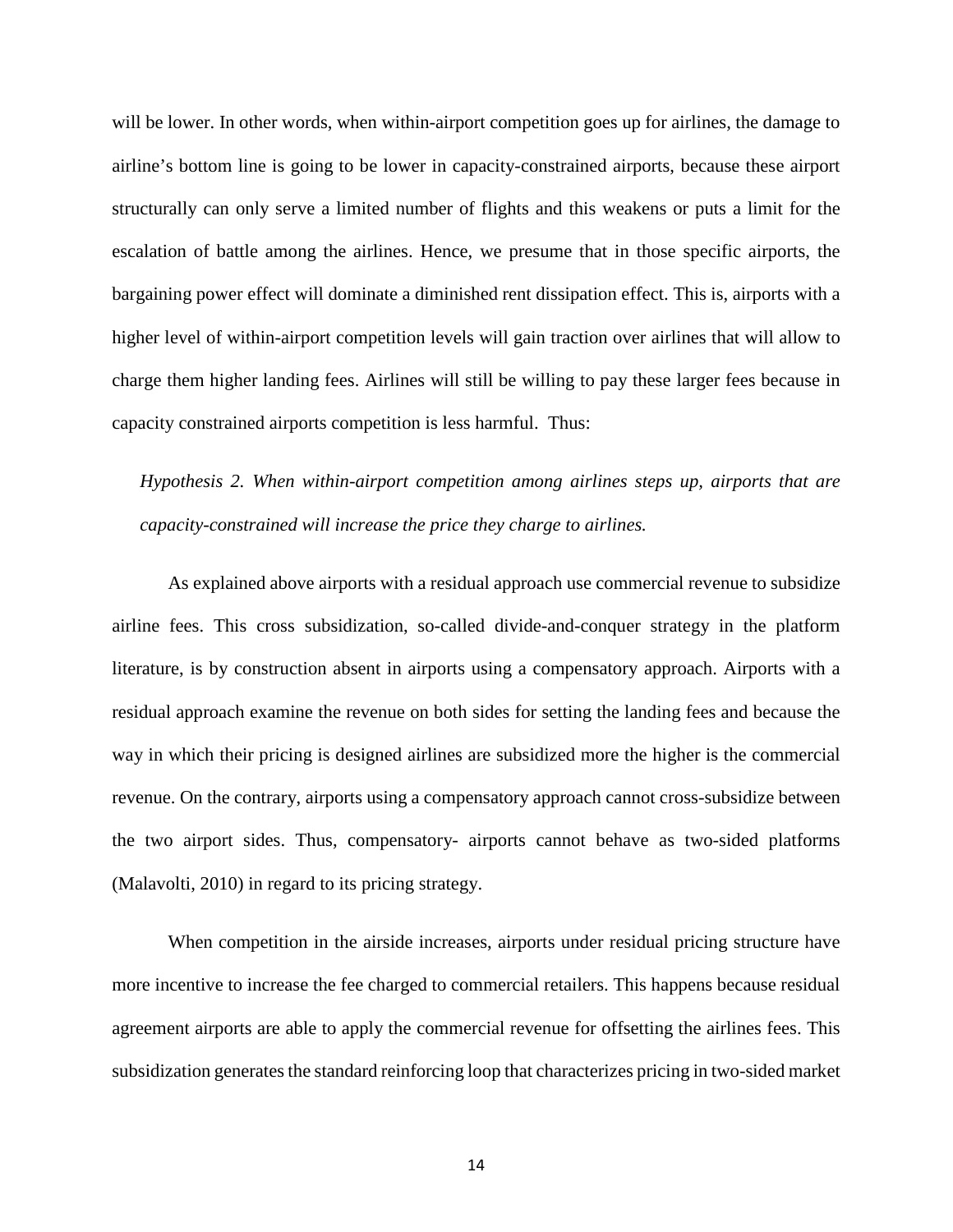will be lower. In other words, when within-airport competition goes up for airlines, the damage to airline's bottom line is going to be lower in capacity-constrained airports, because these airport structurally can only serve a limited number of flights and this weakens or puts a limit for the escalation of battle among the airlines. Hence, we presume that in those specific airports, the bargaining power effect will dominate a diminished rent dissipation effect. This is, airports with a higher level of within-airport competition levels will gain traction over airlines that will allow to charge them higher landing fees. Airlines will still be willing to pay these larger fees because in capacity constrained airports competition is less harmful. Thus:

*Hypothesis 2. When within-airport competition among airlines steps up, airports that are capacity-constrained will increase the price they charge to airlines.*

As explained above airports with a residual approach use commercial revenue to subsidize airline fees. This cross subsidization, so-called divide-and-conquer strategy in the platform literature, is by construction absent in airports using a compensatory approach. Airports with a residual approach examine the revenue on both sides for setting the landing fees and because the way in which their pricing is designed airlines are subsidized more the higher is the commercial revenue. On the contrary, airports using a compensatory approach cannot cross-subsidize between the two airport sides. Thus, compensatory- airports cannot behave as two-sided platforms (Malavolti, 2010) in regard to its pricing strategy.

When competition in the airside increases, airports under residual pricing structure have more incentive to increase the fee charged to commercial retailers. This happens because residual agreement airports are able to apply the commercial revenue for offsetting the airlines fees. This subsidization generates the standard reinforcing loop that characterizes pricing in two-sided market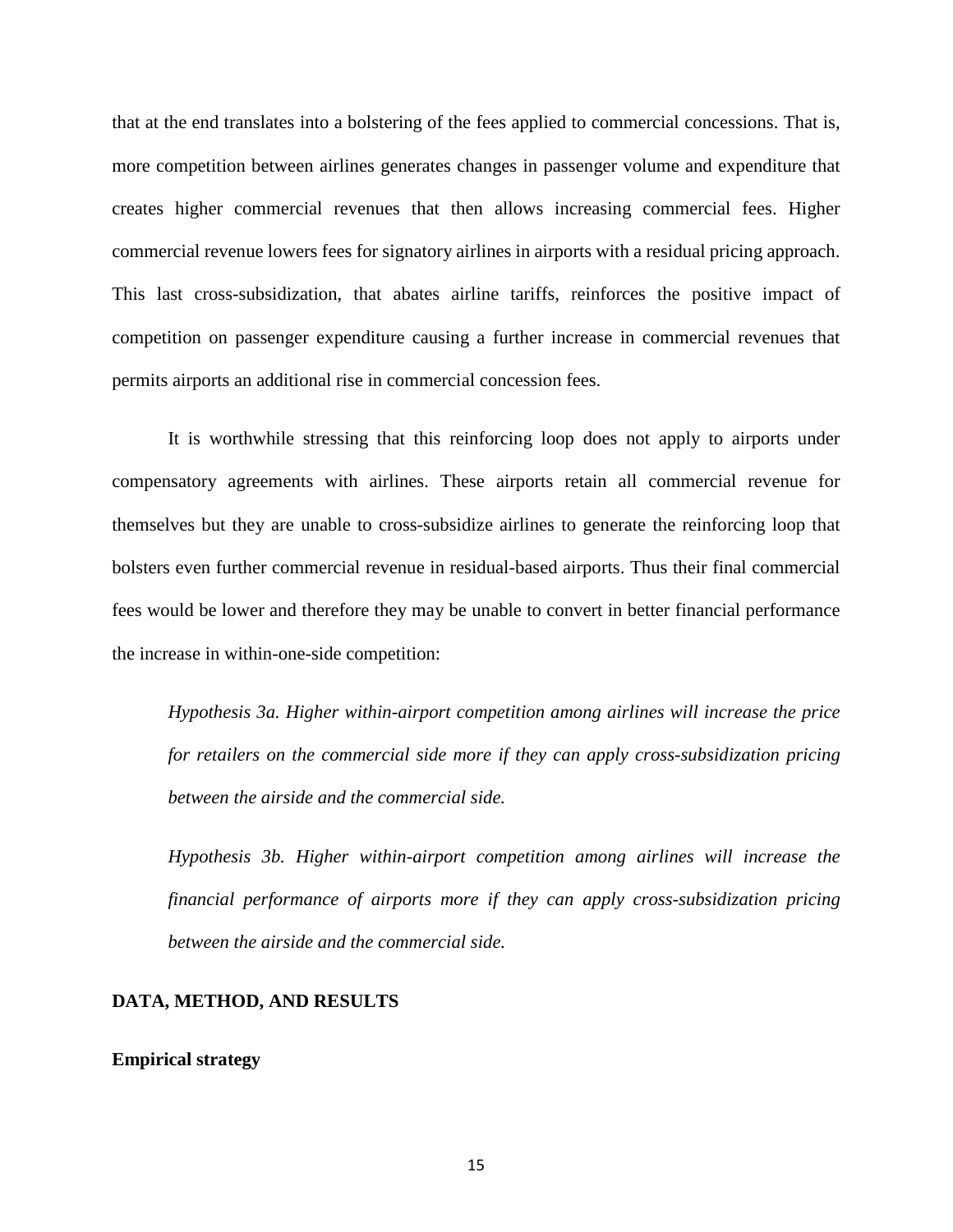that at the end translates into a bolstering of the fees applied to commercial concessions. That is, more competition between airlines generates changes in passenger volume and expenditure that creates higher commercial revenues that then allows increasing commercial fees. Higher commercial revenue lowers fees for signatory airlines in airports with a residual pricing approach. This last cross-subsidization, that abates airline tariffs, reinforces the positive impact of competition on passenger expenditure causing a further increase in commercial revenues that permits airports an additional rise in commercial concession fees.

It is worthwhile stressing that this reinforcing loop does not apply to airports under compensatory agreements with airlines. These airports retain all commercial revenue for themselves but they are unable to cross-subsidize airlines to generate the reinforcing loop that bolsters even further commercial revenue in residual-based airports. Thus their final commercial fees would be lower and therefore they may be unable to convert in better financial performance the increase in within-one-side competition:

*Hypothesis 3a. Higher within-airport competition among airlines will increase the price for retailers on the commercial side more if they can apply cross-subsidization pricing between the airside and the commercial side.*

*Hypothesis 3b. Higher within-airport competition among airlines will increase the financial performance of airports more if they can apply cross-subsidization pricing between the airside and the commercial side.*

## DATA, METHOD, AND RESULTS

### Empirical strategy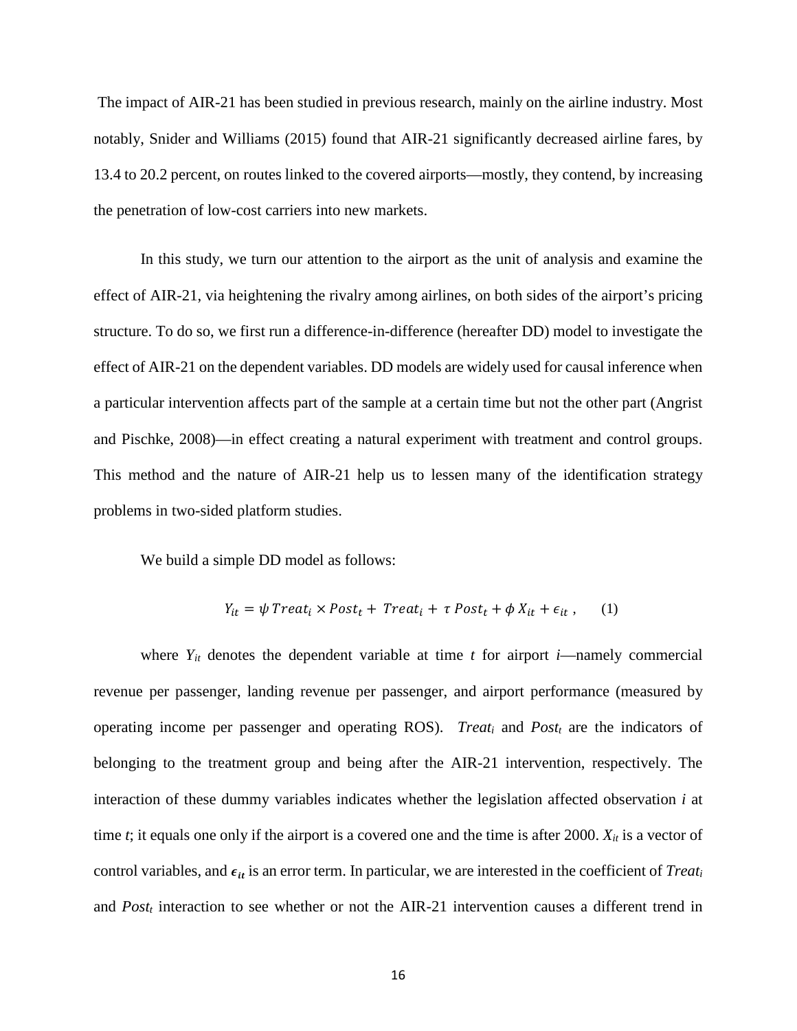The impact of AIR-21 has been studied in previous research, mainly on the airline industry. Most notably, Snider and Williams (2015) found that AIR-21 significantly decreased airline fares, by 13.4 to 20.2 percent, on routes linked to the covered airports—mostly, they contend, by increasing the penetration of low-cost carriers into new markets.

In this study, we turn our attention to the airport as the unit of analysis and examine the effect of AIR-21, via heightening the rivalry among airlines, on both sides of the airport's pricing structure. To do so, we first run a difference-in-difference (hereafter DD) model to investigate the effect of AIR-21 on the dependent variables. DD models are widely used for causal inference when a particular intervention affects part of the sample at a certain time but not the other part (Angrist and Pischke, 2008)—in effect creating a natural experiment with treatment and control groups. This method and the nature of AIR-21 help us to lessen many of the identification strategy problems in two-sided platform studies.

We build a simple DD model as follows:

$$Y_{it} = \psi\, Treat_i \times Post_t + \, Treat_i + \tau\, Post_t + \phi\, X_{it} + \epsilon_{it} \,, \qquad (1)$$

where $Y_{it}$ denotes the dependent variable at time $t$ for airport $i$—namely commercial revenue per passenger, landing revenue per passenger, and airport performance (measured by operating income per passenger and operating ROS). $Treat_i$ and $Post_t$ are the indicators of belonging to the treatment group and being after the AIR-21 intervention, respectively. The interaction of these dummy variables indicates whether the legislation affected observation $i$ at time $t$; it equals one only if the airport is a covered one and the time is after 2000. $X_{it}$ is a vector of control variables, and $\boldsymbol{\epsilon_{it}}$ is an error term. In particular, we are interested in the coefficient of $Treat_i$ and $Post_t$ interaction to see whether or not the AIR-21 intervention causes a different trend in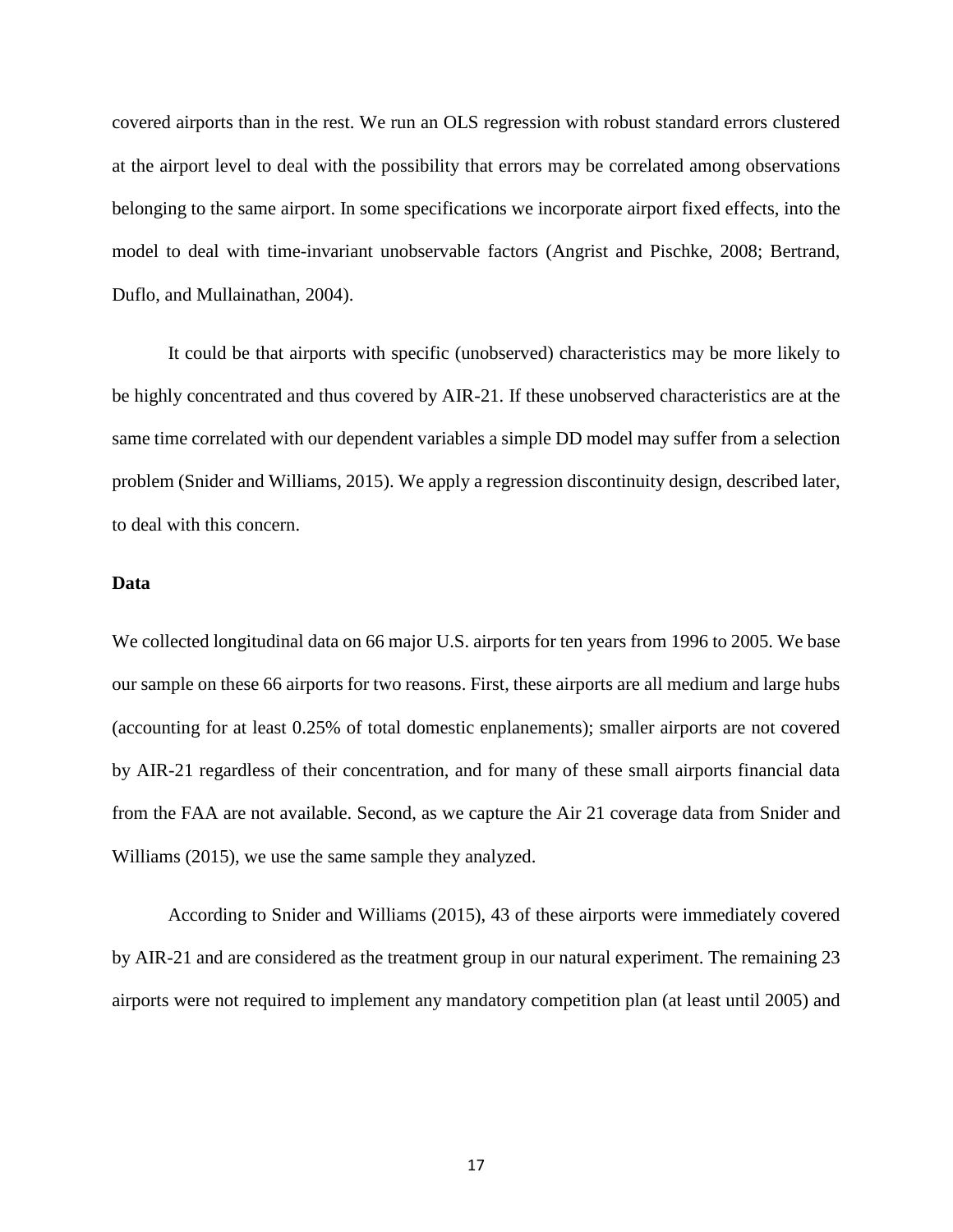covered airports than in the rest. We run an OLS regression with robust standard errors clustered at the airport level to deal with the possibility that errors may be correlated among observations belonging to the same airport. In some specifications we incorporate airport fixed effects, into the model to deal with time-invariant unobservable factors (Angrist and Pischke, 2008; Bertrand, Duflo, and Mullainathan, 2004).

It could be that airports with specific (unobserved) characteristics may be more likely to be highly concentrated and thus covered by AIR-21. If these unobserved characteristics are at the same time correlated with our dependent variables a simple DD model may suffer from a selection problem (Snider and Williams, 2015). We apply a regression discontinuity design, described later, to deal with this concern.

**Data**

We collected longitudinal data on 66 major U.S. airports for ten years from 1996 to 2005. We base our sample on these 66 airports for two reasons. First, these airports are all medium and large hubs (accounting for at least 0.25% of total domestic enplanements); smaller airports are not covered by AIR-21 regardless of their concentration, and for many of these small airports financial data from the FAA are not available. Second, as we capture the Air 21 coverage data from Snider and Williams (2015), we use the same sample they analyzed.

According to Snider and Williams (2015), 43 of these airports were immediately covered by AIR-21 and are considered as the treatment group in our natural experiment. The remaining 23 airports were not required to implement any mandatory competition plan (at least until 2005) and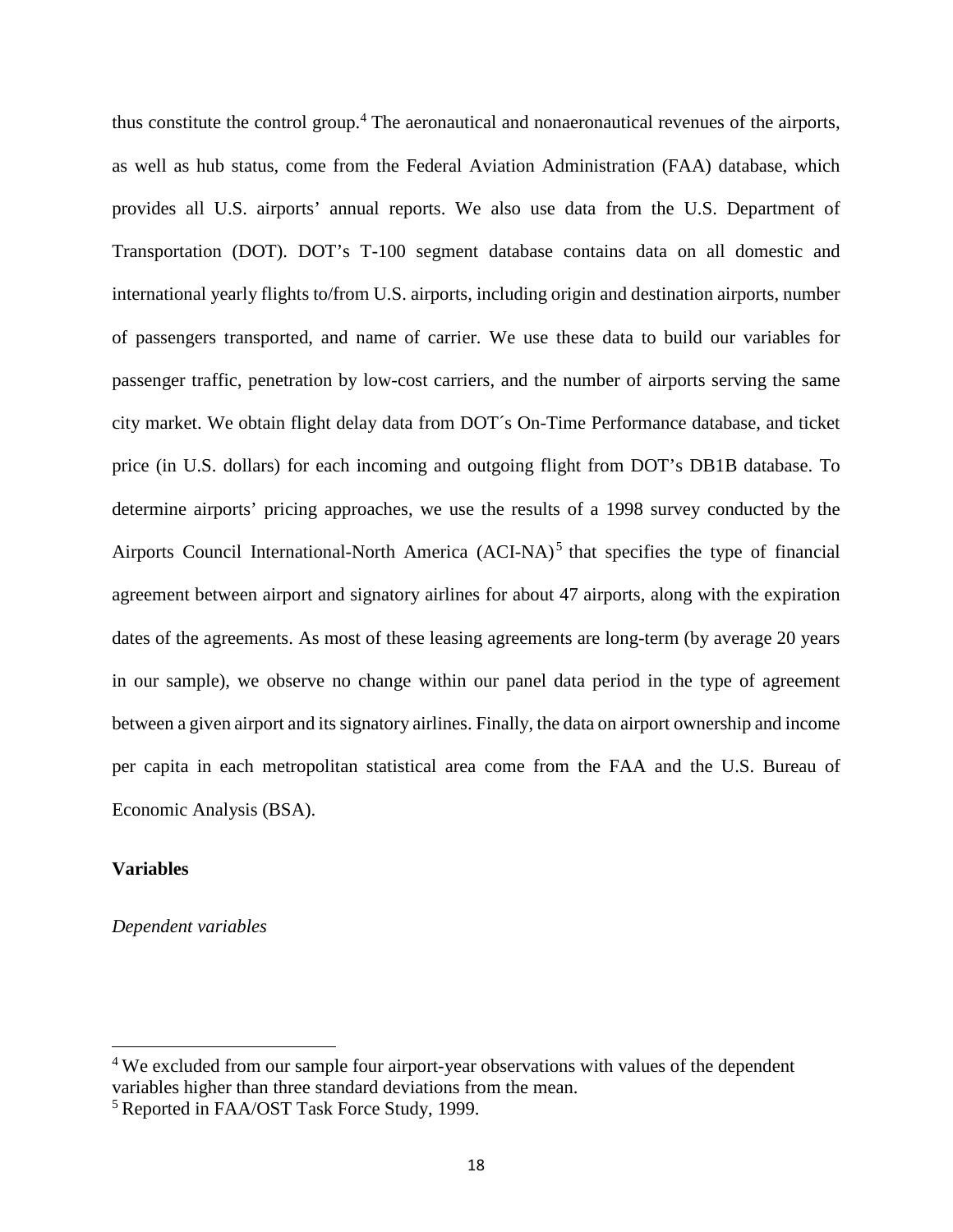thus constitute the control group.[4] The aeronautical and nonaeronautical revenues of the airports, as well as hub status, come from the Federal Aviation Administration (FAA) database, which provides all U.S. airports' annual reports. We also use data from the U.S. Department of Transportation (DOT). DOT's T-100 segment database contains data on all domestic and international yearly flights to/from U.S. airports, including origin and destination airports, number of passengers transported, and name of carrier. We use these data to build our variables for passenger traffic, penetration by low-cost carriers, and the number of airports serving the same city market. We obtain flight delay data from DOT´s On-Time Performance database, and ticket price (in U.S. dollars) for each incoming and outgoing flight from DOT's DB1B database. To determine airports' pricing approaches, we use the results of a 1998 survey conducted by the Airports Council International-North America (ACI-NA)[5] that specifies the type of financial agreement between airport and signatory airlines for about 47 airports, along with the expiration dates of the agreements. As most of these leasing agreements are long-term (by average 20 years in our sample), we observe no change within our panel data period in the type of agreement between a given airport and its signatory airlines. Finally, the data on airport ownership and income per capita in each metropolitan statistical area come from the FAA and the U.S. Bureau of Economic Analysis (BSA).

**Variables**

*Dependent variables*

[4] We excluded from our sample four airport-year observations with values of the dependent variables higher than three standard deviations from the mean.

[5] Reported in FAA/OST Task Force Study, 1999.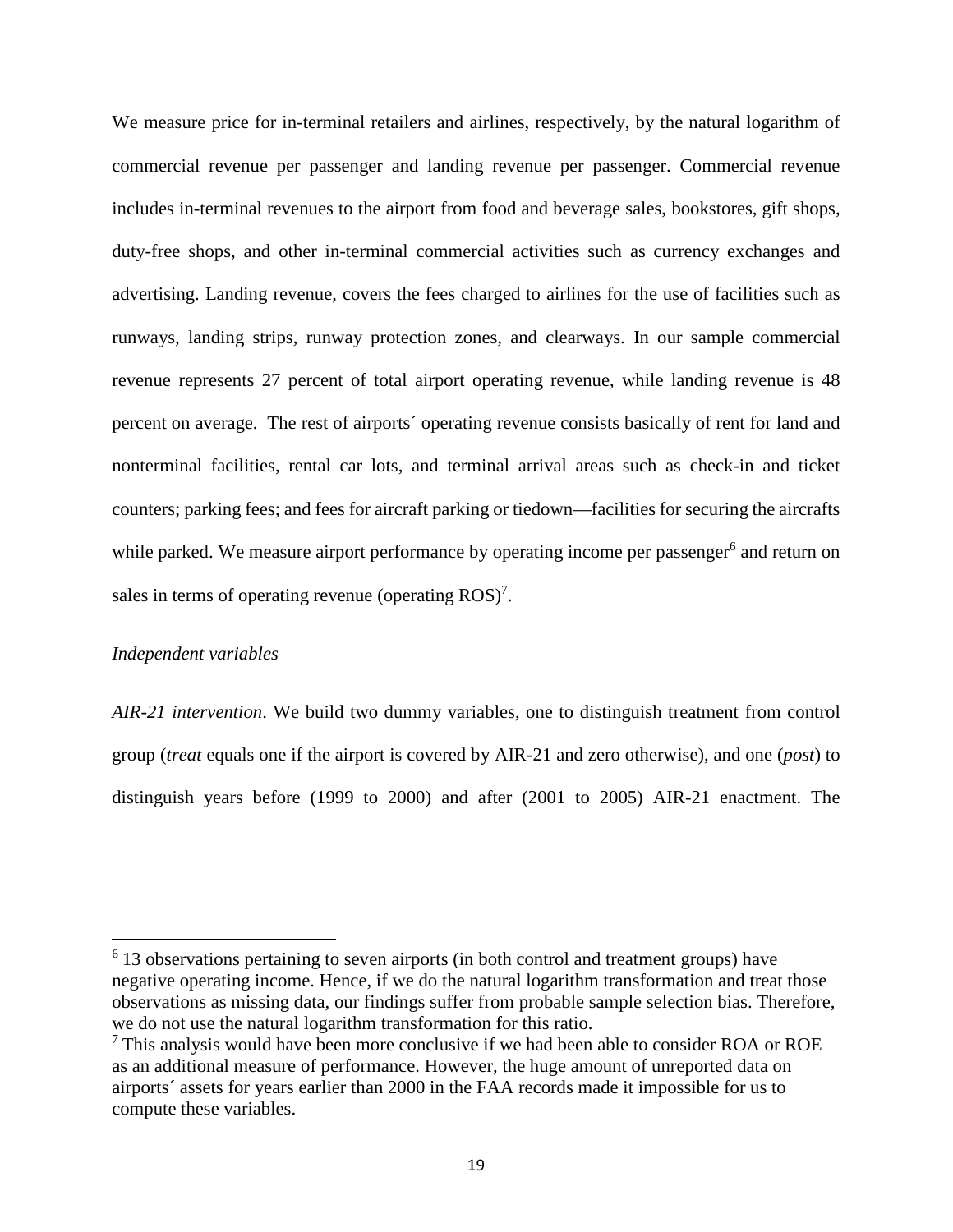We measure price for in-terminal retailers and airlines, respectively, by the natural logarithm of commercial revenue per passenger and landing revenue per passenger. Commercial revenue includes in-terminal revenues to the airport from food and beverage sales, bookstores, gift shops, duty-free shops, and other in-terminal commercial activities such as currency exchanges and advertising. Landing revenue, covers the fees charged to airlines for the use of facilities such as runways, landing strips, runway protection zones, and clearways. In our sample commercial revenue represents 27 percent of total airport operating revenue, while landing revenue is 48 percent on average. The rest of airports´ operating revenue consists basically of rent for land and nonterminal facilities, rental car lots, and terminal arrival areas such as check-in and ticket counters; parking fees; and fees for aircraft parking or tiedown—facilities for securing the aircrafts while parked. We measure airport performance by operating income per passenger[6] and return on sales in terms of operating revenue (operating ROS)[7].

*Independent variables*

*AIR-21 intervention*. We build two dummy variables, one to distinguish treatment from control group (*treat* equals one if the airport is covered by AIR-21 and zero otherwise), and one (*post*) to distinguish years before (1999 to 2000) and after (2001 to 2005) AIR-21 enactment. The

---

[6] 13 observations pertaining to seven airports (in both control and treatment groups) have negative operating income. Hence, if we do the natural logarithm transformation and treat those observations as missing data, our findings suffer from probable sample selection bias. Therefore, we do not use the natural logarithm transformation for this ratio.

[7] This analysis would have been more conclusive if we had been able to consider ROA or ROE as an additional measure of performance. However, the huge amount of unreported data on airports´ assets for years earlier than 2000 in the FAA records made it impossible for us to compute these variables.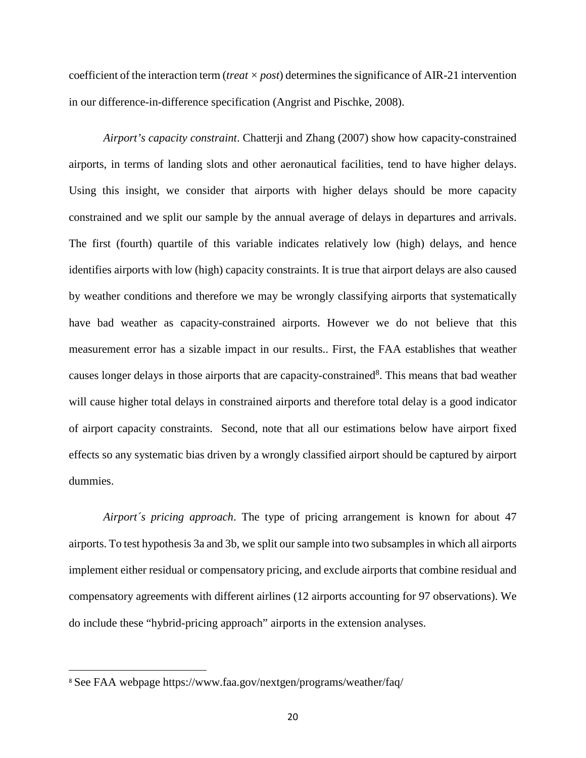coefficient of the interaction term (*treat* × *post*) determines the significance of AIR-21 intervention in our difference-in-difference specification (Angrist and Pischke, 2008).

*Airport's capacity constraint*. Chatterji and Zhang (2007) show how capacity-constrained airports, in terms of landing slots and other aeronautical facilities, tend to have higher delays. Using this insight, we consider that airports with higher delays should be more capacity constrained and we split our sample by the annual average of delays in departures and arrivals. The first (fourth) quartile of this variable indicates relatively low (high) delays, and hence identifies airports with low (high) capacity constraints. It is true that airport delays are also caused by weather conditions and therefore we may be wrongly classifying airports that systematically have bad weather as capacity-constrained airports. However we do not believe that this measurement error has a sizable impact in our results.. First, the FAA establishes that weather causes longer delays in those airports that are capacity-constrained[8]. This means that bad weather will cause higher total delays in constrained airports and therefore total delay is a good indicator of airport capacity constraints. Second, note that all our estimations below have airport fixed effects so any systematic bias driven by a wrongly classified airport should be captured by airport dummies.

*Airport´s pricing approach*. The type of pricing arrangement is known for about 47 airports. To test hypothesis 3a and 3b, we split our sample into two subsamples in which all airports implement either residual or compensatory pricing, and exclude airports that combine residual and compensatory agreements with different airlines (12 airports accounting for 97 observations). We do include these "hybrid-pricing approach" airports in the extension analyses.

[8] See FAA webpage https://www.faa.gov/nextgen/programs/weather/faq/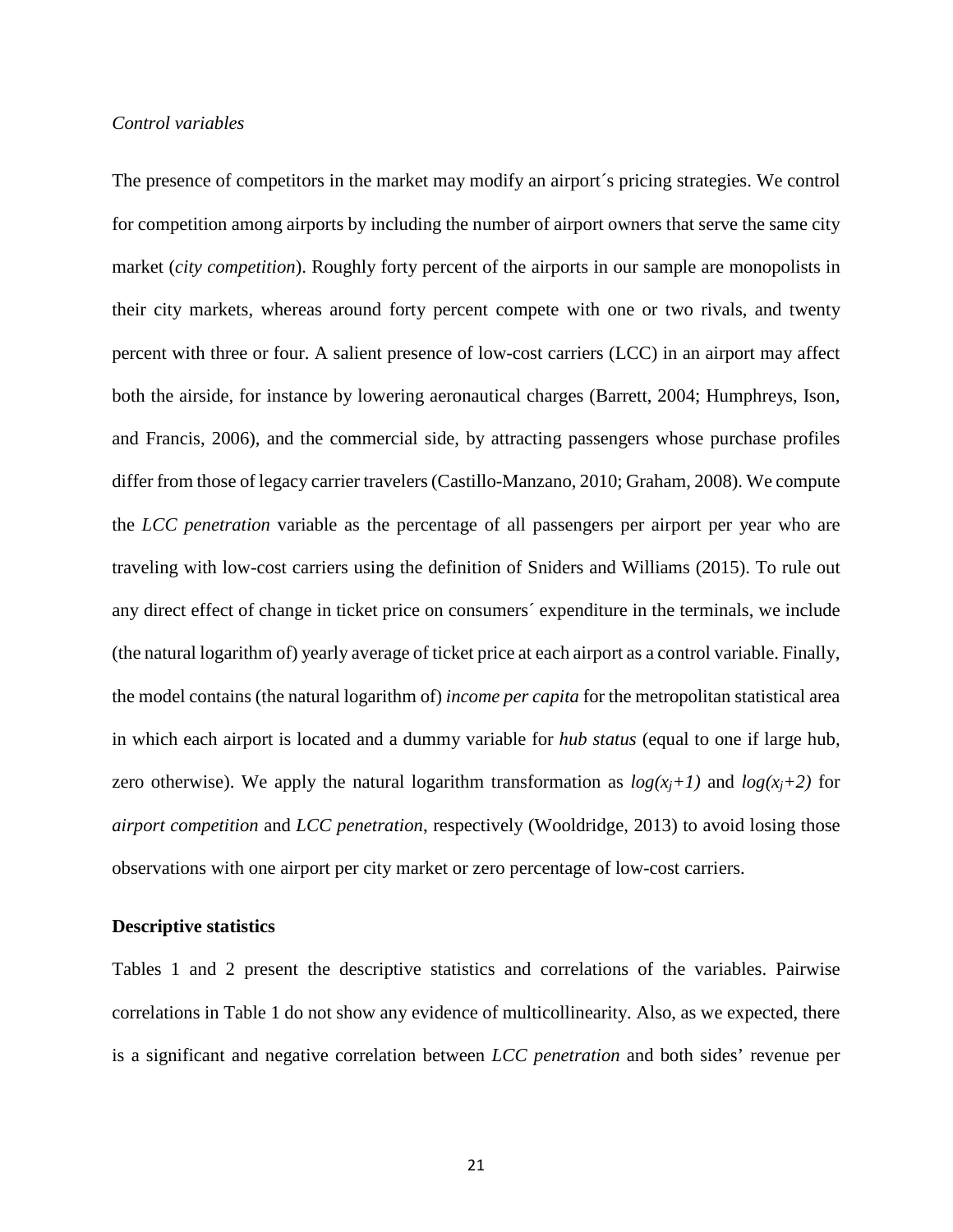*Control variables*

The presence of competitors in the market may modify an airport´s pricing strategies. We control for competition among airports by including the number of airport owners that serve the same city market (*city competition*). Roughly forty percent of the airports in our sample are monopolists in their city markets, whereas around forty percent compete with one or two rivals, and twenty percent with three or four. A salient presence of low-cost carriers (LCC) in an airport may affect both the airside, for instance by lowering aeronautical charges (Barrett, 2004; Humphreys, Ison, and Francis, 2006), and the commercial side, by attracting passengers whose purchase profiles differ from those of legacy carrier travelers (Castillo-Manzano, 2010; Graham, 2008). We compute the *LCC penetration* variable as the percentage of all passengers per airport per year who are traveling with low-cost carriers using the definition of Sniders and Williams (2015). To rule out any direct effect of change in ticket price on consumers´ expenditure in the terminals, we include (the natural logarithm of) yearly average of ticket price at each airport as a control variable. Finally, the model contains (the natural logarithm of) *income per capita* for the metropolitan statistical area in which each airport is located and a dummy variable for *hub status* (equal to one if large hub, zero otherwise). We apply the natural logarithm transformation as $log(x_j+1)$ and $log(x_j+2)$ for *airport competition* and *LCC penetration*, respectively (Wooldridge, 2013) to avoid losing those observations with one airport per city market or zero percentage of low-cost carriers.

**Descriptive statistics**

Tables 1 and 2 present the descriptive statistics and correlations of the variables. Pairwise correlations in Table 1 do not show any evidence of multicollinearity. Also, as we expected, there is a significant and negative correlation between *LCC penetration* and both sides' revenue per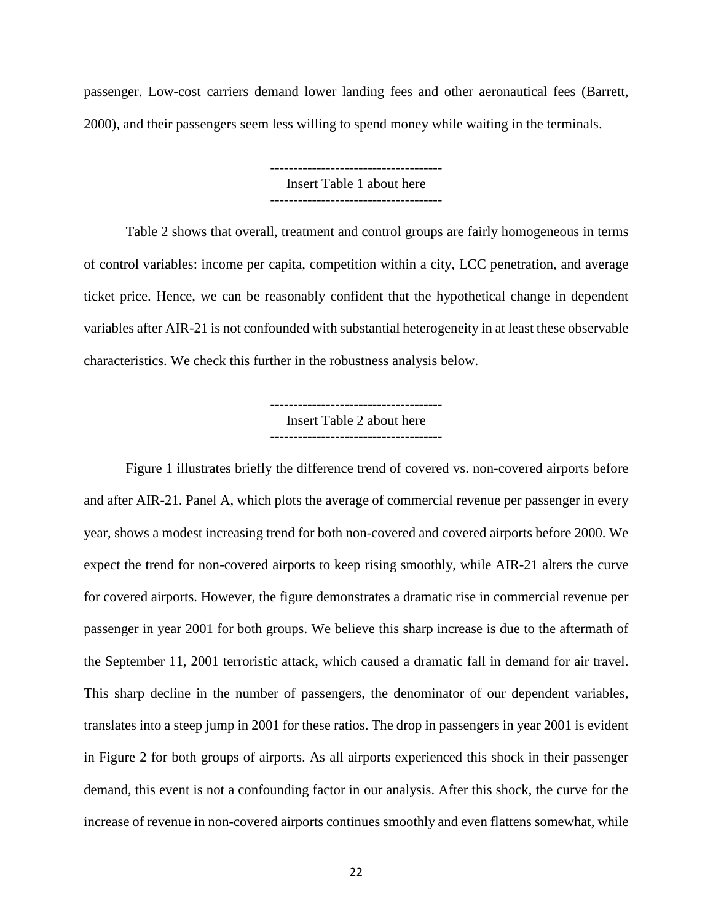passenger. Low-cost carriers demand lower landing fees and other aeronautical fees (Barrett, 2000), and their passengers seem less willing to spend money while waiting in the terminals.

-------------------------------------
Insert Table 1 about here
-------------------------------------

Table 2 shows that overall, treatment and control groups are fairly homogeneous in terms of control variables: income per capita, competition within a city, LCC penetration, and average ticket price. Hence, we can be reasonably confident that the hypothetical change in dependent variables after AIR-21 is not confounded with substantial heterogeneity in at least these observable characteristics. We check this further in the robustness analysis below.

-------------------------------------
Insert Table 2 about here
-------------------------------------

Figure 1 illustrates briefly the difference trend of covered vs. non-covered airports before and after AIR-21. Panel A, which plots the average of commercial revenue per passenger in every year, shows a modest increasing trend for both non-covered and covered airports before 2000. We expect the trend for non-covered airports to keep rising smoothly, while AIR-21 alters the curve for covered airports. However, the figure demonstrates a dramatic rise in commercial revenue per passenger in year 2001 for both groups. We believe this sharp increase is due to the aftermath of the September 11, 2001 terroristic attack, which caused a dramatic fall in demand for air travel. This sharp decline in the number of passengers, the denominator of our dependent variables, translates into a steep jump in 2001 for these ratios. The drop in passengers in year 2001 is evident in Figure 2 for both groups of airports. As all airports experienced this shock in their passenger demand, this event is not a confounding factor in our analysis. After this shock, the curve for the increase of revenue in non-covered airports continues smoothly and even flattens somewhat, while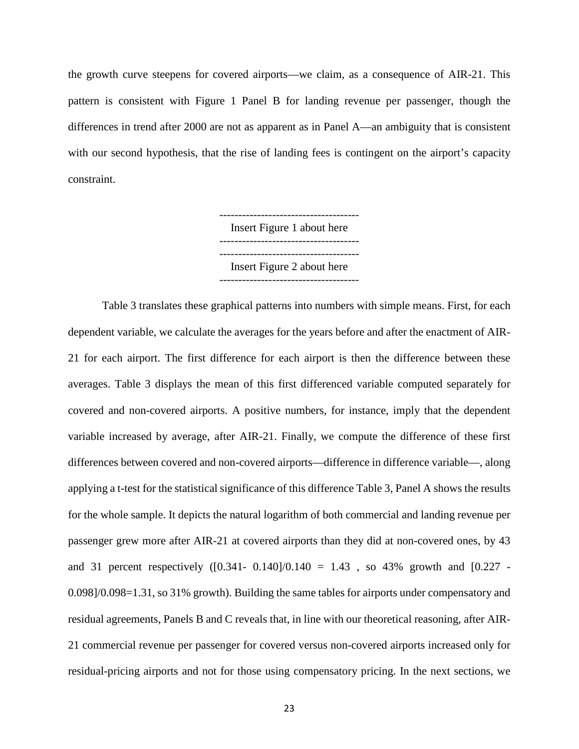the growth curve steepens for covered airports—we claim, as a consequence of AIR-21. This pattern is consistent with Figure 1 Panel B for landing revenue per passenger, though the differences in trend after 2000 are not as apparent as in Panel A—an ambiguity that is consistent with our second hypothesis, that the rise of landing fees is contingent on the airport's capacity constraint.

-------------------------------------
Insert Figure 1 about here
-------------------------------------

-------------------------------------
Insert Figure 2 about here
-------------------------------------

Table 3 translates these graphical patterns into numbers with simple means. First, for each dependent variable, we calculate the averages for the years before and after the enactment of AIR-21 for each airport. The first difference for each airport is then the difference between these averages. Table 3 displays the mean of this first differenced variable computed separately for covered and non-covered airports. A positive numbers, for instance, imply that the dependent variable increased by average, after AIR-21. Finally, we compute the difference of these first differences between covered and non-covered airports—difference in difference variable—, along applying a t-test for the statistical significance of this difference Table 3, Panel A shows the results for the whole sample. It depicts the natural logarithm of both commercial and landing revenue per passenger grew more after AIR-21 at covered airports than they did at non-covered ones, by 43 and 31 percent respectively ([0.341- 0.140]/0.140 = 1.43 , so 43% growth and [0.227 - 0.098]/0.098=1.31, so 31% growth). Building the same tables for airports under compensatory and residual agreements, Panels B and C reveals that, in line with our theoretical reasoning, after AIR-21 commercial revenue per passenger for covered versus non-covered airports increased only for residual-pricing airports and not for those using compensatory pricing. In the next sections, we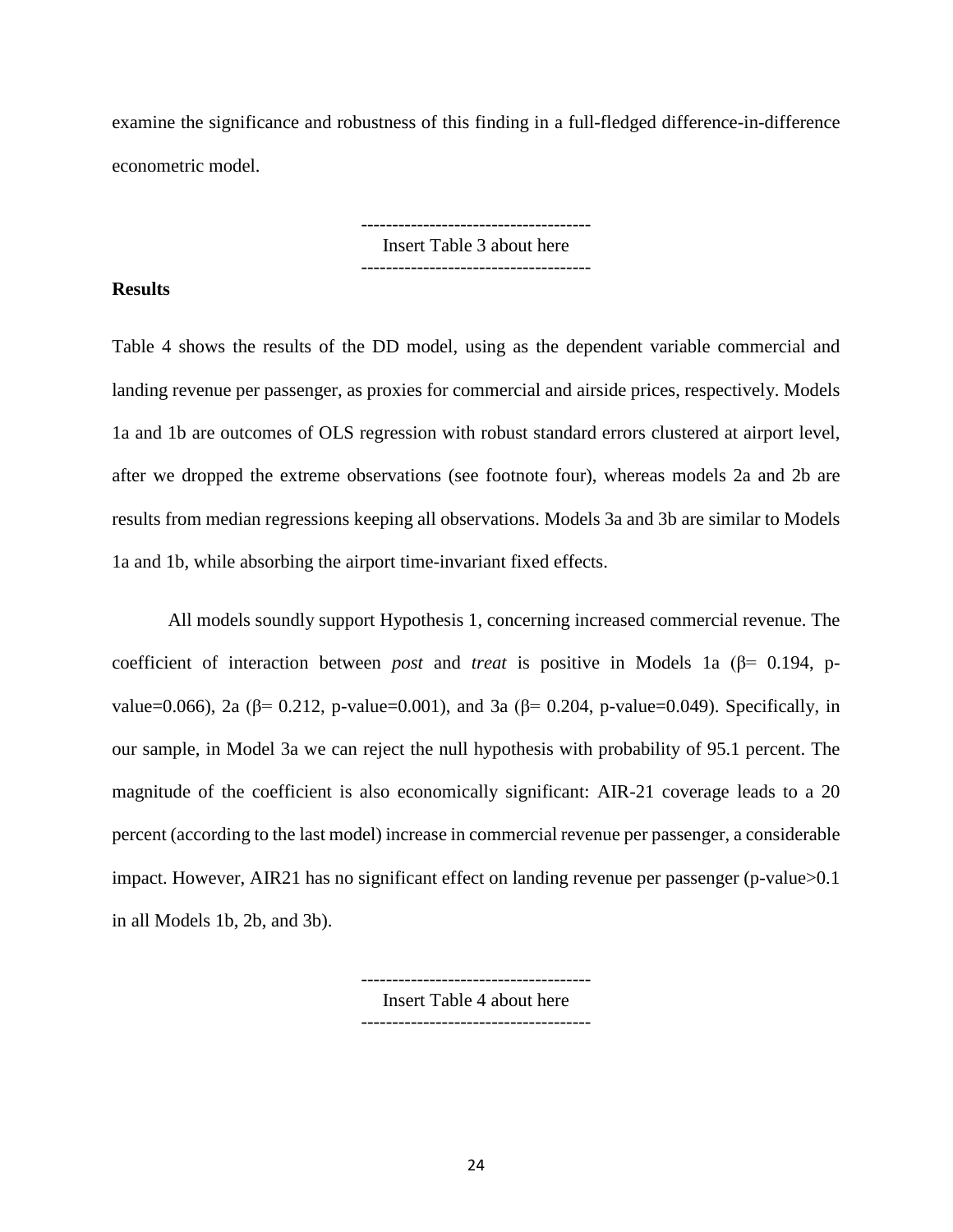examine the significance and robustness of this finding in a full-fledged difference-in-difference econometric model.

-------------------------------------
Insert Table 3 about here
-------------------------------------

**Results**

Table 4 shows the results of the DD model, using as the dependent variable commercial and landing revenue per passenger, as proxies for commercial and airside prices, respectively. Models 1a and 1b are outcomes of OLS regression with robust standard errors clustered at airport level, after we dropped the extreme observations (see footnote four), whereas models 2a and 2b are results from median regressions keeping all observations. Models 3a and 3b are similar to Models 1a and 1b, while absorbing the airport time-invariant fixed effects.

All models soundly support Hypothesis 1, concerning increased commercial revenue. The coefficient of interaction between *post* and *treat* is positive in Models 1a ($\beta$= 0.194, p-value=0.066), 2a ($\beta$= 0.212, p-value=0.001), and 3a ($\beta$= 0.204, p-value=0.049). Specifically, in our sample, in Model 3a we can reject the null hypothesis with probability of 95.1 percent. The magnitude of the coefficient is also economically significant: AIR-21 coverage leads to a 20 percent (according to the last model) increase in commercial revenue per passenger, a considerable impact. However, AIR21 has no significant effect on landing revenue per passenger (p-value>0.1 in all Models 1b, 2b, and 3b).

-------------------------------------
Insert Table 4 about here
-------------------------------------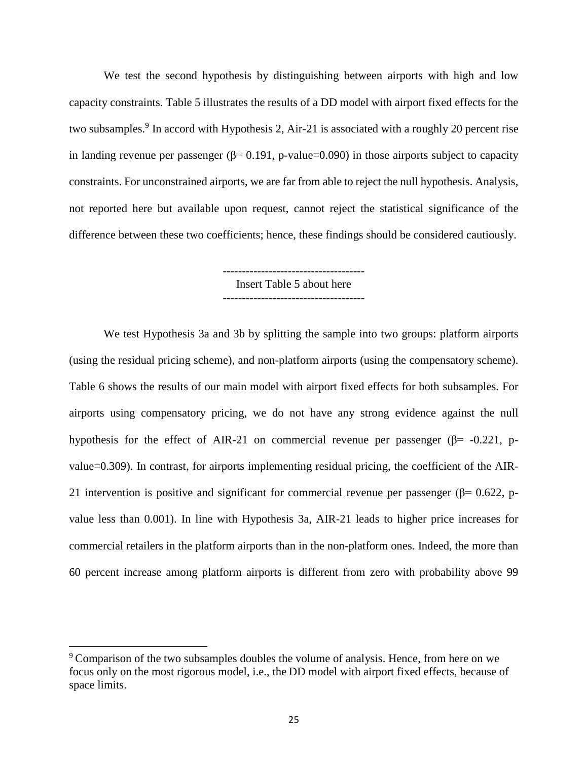We test the second hypothesis by distinguishing between airports with high and low capacity constraints. Table 5 illustrates the results of a DD model with airport fixed effects for the two subsamples.[9] In accord with Hypothesis 2, Air-21 is associated with a roughly 20 percent rise in landing revenue per passenger ($\beta$= 0.191, p-value=0.090) in those airports subject to capacity constraints. For unconstrained airports, we are far from able to reject the null hypothesis. Analysis, not reported here but available upon request, cannot reject the statistical significance of the difference between these two coefficients; hence, these findings should be considered cautiously.

-------------------------------------
Insert Table 5 about here
-------------------------------------

We test Hypothesis 3a and 3b by splitting the sample into two groups: platform airports (using the residual pricing scheme), and non-platform airports (using the compensatory scheme). Table 6 shows the results of our main model with airport fixed effects for both subsamples. For airports using compensatory pricing, we do not have any strong evidence against the null hypothesis for the effect of AIR-21 on commercial revenue per passenger ($\beta$= -0.221, p-value=0.309). In contrast, for airports implementing residual pricing, the coefficient of the AIR-21 intervention is positive and significant for commercial revenue per passenger ($\beta$= 0.622, p-value less than 0.001). In line with Hypothesis 3a, AIR-21 leads to higher price increases for commercial retailers in the platform airports than in the non-platform ones. Indeed, the more than 60 percent increase among platform airports is different from zero with probability above 99

[9] Comparison of the two subsamples doubles the volume of analysis. Hence, from here on we focus only on the most rigorous model, i.e., the DD model with airport fixed effects, because of space limits.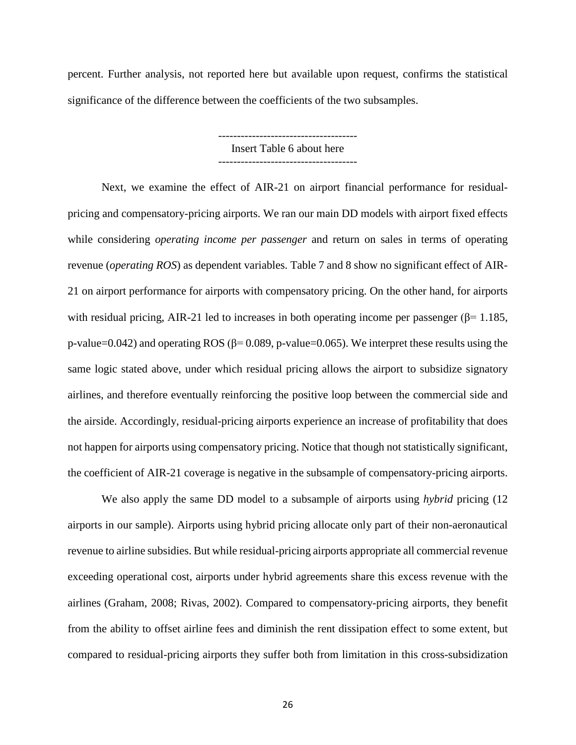percent. Further analysis, not reported here but available upon request, confirms the statistical significance of the difference between the coefficients of the two subsamples.

-------------------------------------
Insert Table 6 about here
-------------------------------------

Next, we examine the effect of AIR-21 on airport financial performance for residual-pricing and compensatory-pricing airports. We ran our main DD models with airport fixed effects while considering *operating income per passenger* and return on sales in terms of operating revenue (*operating ROS*) as dependent variables. Table 7 and 8 show no significant effect of AIR-21 on airport performance for airports with compensatory pricing. On the other hand, for airports with residual pricing, AIR-21 led to increases in both operating income per passenger ($\beta = 1.185$, p-value=0.042) and operating ROS ($\beta = 0.089$, p-value=0.065). We interpret these results using the same logic stated above, under which residual pricing allows the airport to subsidize signatory airlines, and therefore eventually reinforcing the positive loop between the commercial side and the airside. Accordingly, residual-pricing airports experience an increase of profitability that does not happen for airports using compensatory pricing. Notice that though not statistically significant, the coefficient of AIR-21 coverage is negative in the subsample of compensatory-pricing airports.

We also apply the same DD model to a subsample of airports using *hybrid* pricing (12 airports in our sample). Airports using hybrid pricing allocate only part of their non-aeronautical revenue to airline subsidies. But while residual-pricing airports appropriate all commercial revenue exceeding operational cost, airports under hybrid agreements share this excess revenue with the airlines (Graham, 2008; Rivas, 2002). Compared to compensatory-pricing airports, they benefit from the ability to offset airline fees and diminish the rent dissipation effect to some extent, but compared to residual-pricing airports they suffer both from limitation in this cross-subsidization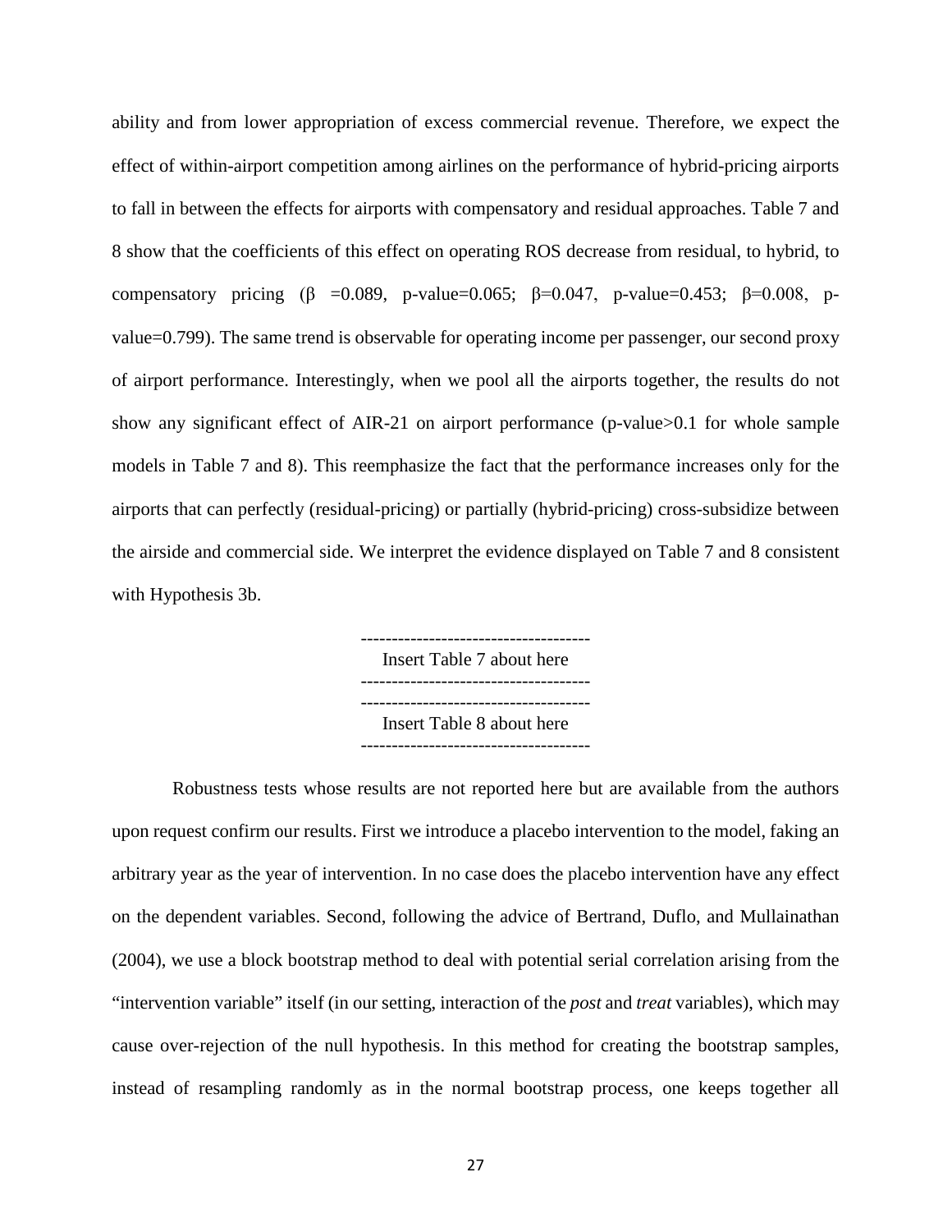ability and from lower appropriation of excess commercial revenue. Therefore, we expect the effect of within-airport competition among airlines on the performance of hybrid-pricing airports to fall in between the effects for airports with compensatory and residual approaches. Table 7 and 8 show that the coefficients of this effect on operating ROS decrease from residual, to hybrid, to compensatory pricing ($\beta$ =0.089, p-value=0.065; $\beta$=0.047, p-value=0.453; $\beta$=0.008, p-value=0.799). The same trend is observable for operating income per passenger, our second proxy of airport performance. Interestingly, when we pool all the airports together, the results do not show any significant effect of AIR-21 on airport performance (p-value>0.1 for whole sample models in Table 7 and 8). This reemphasize the fact that the performance increases only for the airports that can perfectly (residual-pricing) or partially (hybrid-pricing) cross-subsidize between the airside and commercial side. We interpret the evidence displayed on Table 7 and 8 consistent with Hypothesis 3b.

-------------------------------------
Insert Table 7 about here
-------------------------------------

-------------------------------------
Insert Table 8 about here
-------------------------------------

Robustness tests whose results are not reported here but are available from the authors upon request confirm our results. First we introduce a placebo intervention to the model, faking an arbitrary year as the year of intervention. In no case does the placebo intervention have any effect on the dependent variables. Second, following the advice of Bertrand, Duflo, and Mullainathan (2004), we use a block bootstrap method to deal with potential serial correlation arising from the "intervention variable" itself (in our setting, interaction of the *post* and *treat* variables), which may cause over-rejection of the null hypothesis. In this method for creating the bootstrap samples, instead of resampling randomly as in the normal bootstrap process, one keeps together all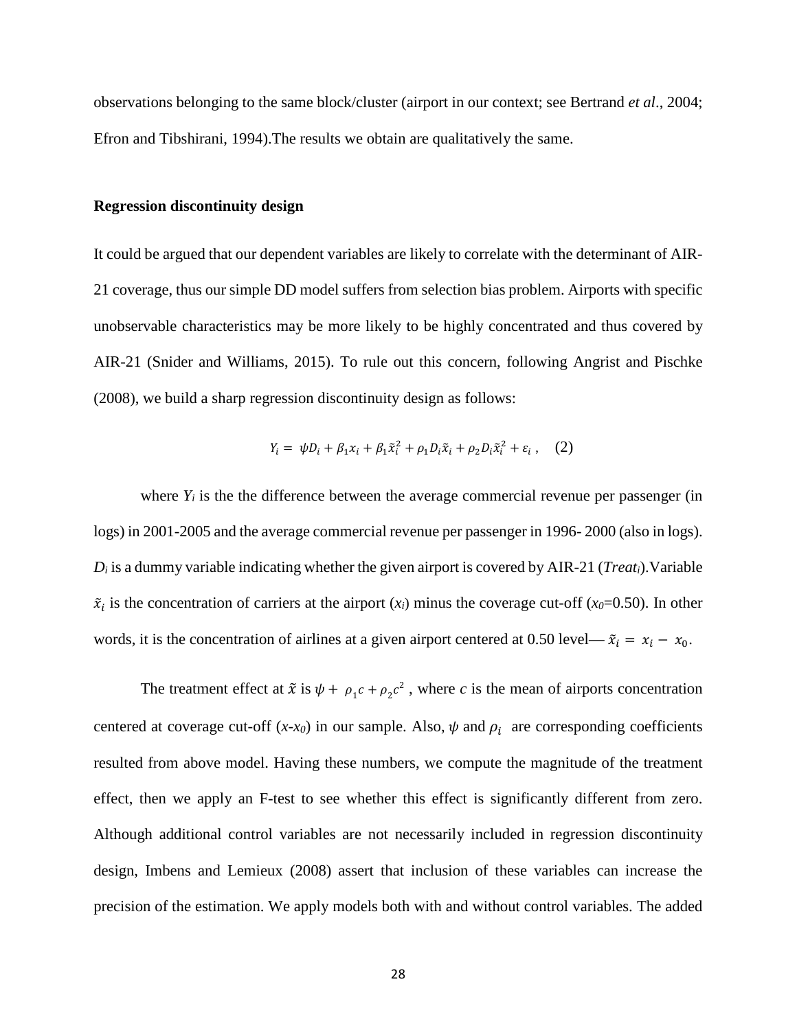observations belonging to the same block/cluster (airport in our context; see Bertrand *et al*., 2004; Efron and Tibshirani, 1994).The results we obtain are qualitatively the same.

**Regression discontinuity design**

It could be argued that our dependent variables are likely to correlate with the determinant of AIR-21 coverage, thus our simple DD model suffers from selection bias problem. Airports with specific unobservable characteristics may be more likely to be highly concentrated and thus covered by AIR-21 (Snider and Williams, 2015). To rule out this concern, following Angrist and Pischke (2008), we build a sharp regression discontinuity design as follows:

$$Y_i = \psi D_i + \beta_1 x_i + \beta_1 \tilde{x}_i^2 + \rho_1 D_i \tilde{x}_i + \rho_2 D_i \tilde{x}_i^2 + \varepsilon_i \,, \quad (2)$$

where $Y_i$ is the the difference between the average commercial revenue per passenger (in logs) in 2001-2005 and the average commercial revenue per passenger in 1996- 2000 (also in logs). $D_i$ is a dummy variable indicating whether the given airport is covered by AIR-21 (*Treat$_i$*).Variable $\tilde{x}_i$ is the concentration of carriers at the airport ($x_i$) minus the coverage cut-off ($x_0$=0.50). In other words, it is the concentration of airlines at a given airport centered at 0.50 level— $\tilde{x}_i = x_i - x_0$.

The treatment effect at $\tilde{x}$ is $\psi + \rho_1 c + \rho_2 c^2$ , where $c$ is the mean of airports concentration centered at coverage cut-off ($x$-$x_0$) in our sample. Also, $\psi$ and $\rho_i$ are corresponding coefficients resulted from above model. Having these numbers, we compute the magnitude of the treatment effect, then we apply an F-test to see whether this effect is significantly different from zero. Although additional control variables are not necessarily included in regression discontinuity design, Imbens and Lemieux (2008) assert that inclusion of these variables can increase the precision of the estimation. We apply models both with and without control variables. The added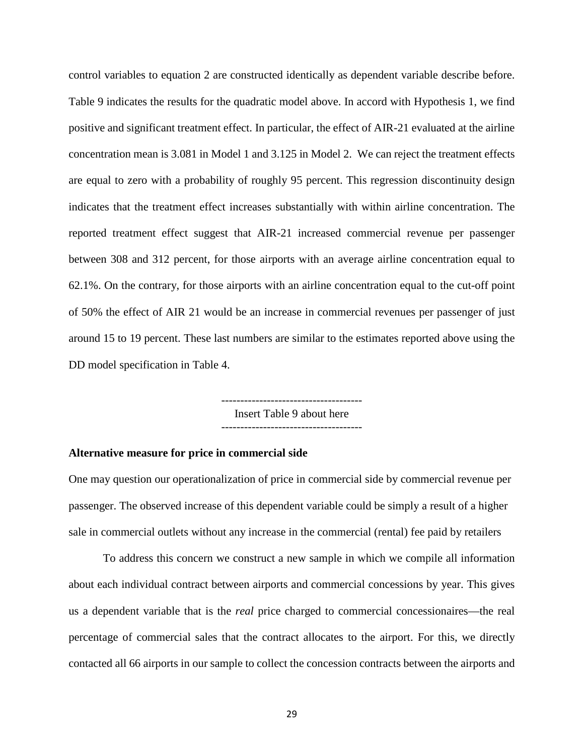control variables to equation 2 are constructed identically as dependent variable describe before. Table 9 indicates the results for the quadratic model above. In accord with Hypothesis 1, we find positive and significant treatment effect. In particular, the effect of AIR-21 evaluated at the airline concentration mean is 3.081 in Model 1 and 3.125 in Model 2. We can reject the treatment effects are equal to zero with a probability of roughly 95 percent. This regression discontinuity design indicates that the treatment effect increases substantially with within airline concentration. The reported treatment effect suggest that AIR-21 increased commercial revenue per passenger between 308 and 312 percent, for those airports with an average airline concentration equal to 62.1%. On the contrary, for those airports with an airline concentration equal to the cut-off point of 50% the effect of AIR 21 would be an increase in commercial revenues per passenger of just around 15 to 19 percent. These last numbers are similar to the estimates reported above using the DD model specification in Table 4.

-------------------------------------
Insert Table 9 about here
-------------------------------------

**Alternative measure for price in commercial side**

One may question our operationalization of price in commercial side by commercial revenue per passenger. The observed increase of this dependent variable could be simply a result of a higher sale in commercial outlets without any increase in the commercial (rental) fee paid by retailers

To address this concern we construct a new sample in which we compile all information about each individual contract between airports and commercial concessions by year. This gives us a dependent variable that is the *real* price charged to commercial concessionaires—the real percentage of commercial sales that the contract allocates to the airport. For this, we directly contacted all 66 airports in our sample to collect the concession contracts between the airports and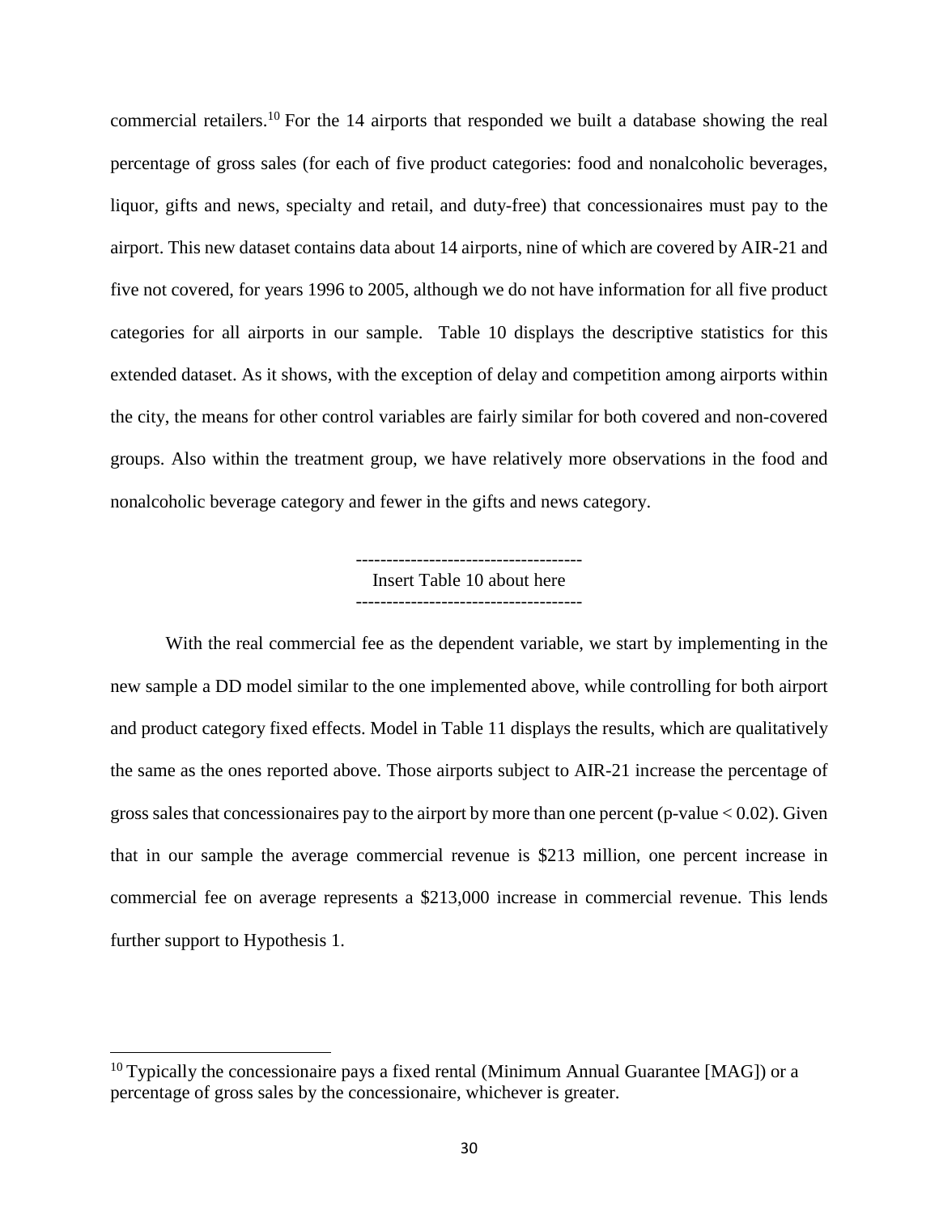commercial retailers.[10] For the 14 airports that responded we built a database showing the real percentage of gross sales (for each of five product categories: food and nonalcoholic beverages, liquor, gifts and news, specialty and retail, and duty-free) that concessionaires must pay to the airport. This new dataset contains data about 14 airports, nine of which are covered by AIR-21 and five not covered, for years 1996 to 2005, although we do not have information for all five product categories for all airports in our sample. Table 10 displays the descriptive statistics for this extended dataset. As it shows, with the exception of delay and competition among airports within the city, the means for other control variables are fairly similar for both covered and non-covered groups. Also within the treatment group, we have relatively more observations in the food and nonalcoholic beverage category and fewer in the gifts and news category.

-------------------------------------
Insert Table 10 about here
-------------------------------------

With the real commercial fee as the dependent variable, we start by implementing in the new sample a DD model similar to the one implemented above, while controlling for both airport and product category fixed effects. Model in Table 11 displays the results, which are qualitatively the same as the ones reported above. Those airports subject to AIR-21 increase the percentage of gross sales that concessionaires pay to the airport by more than one percent (p-value $< 0.02$). Given that in our sample the average commercial revenue is \$213 million, one percent increase in commercial fee on average represents a \$213,000 increase in commercial revenue. This lends further support to Hypothesis 1.

[10] Typically the concessionaire pays a fixed rental (Minimum Annual Guarantee [MAG]) or a percentage of gross sales by the concessionaire, whichever is greater.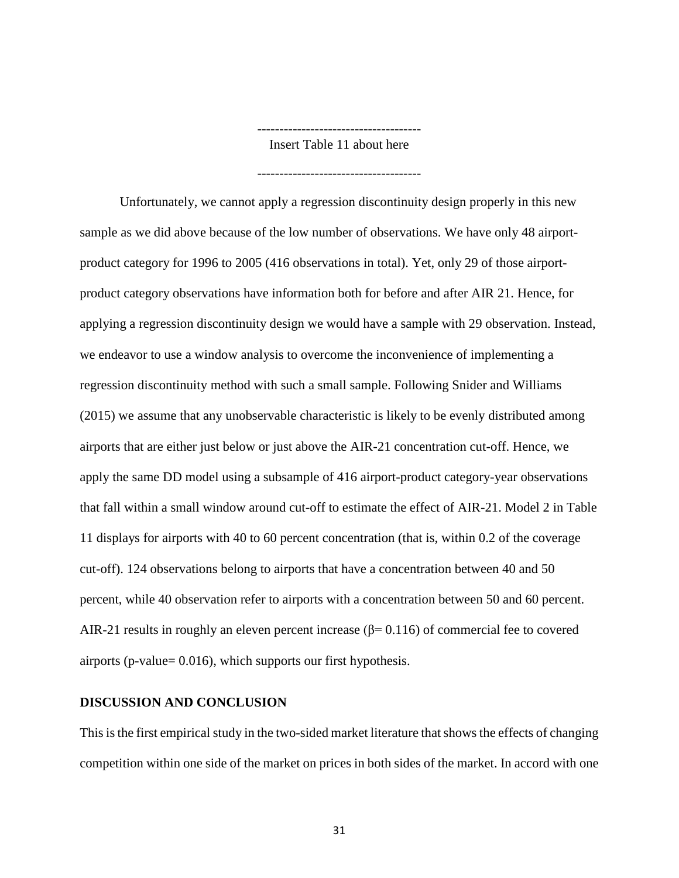-------------------------------------
Insert Table 11 about here

-------------------------------------

Unfortunately, we cannot apply a regression discontinuity design properly in this new sample as we did above because of the low number of observations. We have only 48 airport-product category for 1996 to 2005 (416 observations in total). Yet, only 29 of those airport-product category observations have information both for before and after AIR 21. Hence, for applying a regression discontinuity design we would have a sample with 29 observation. Instead, we endeavor to use a window analysis to overcome the inconvenience of implementing a regression discontinuity method with such a small sample. Following Snider and Williams (2015) we assume that any unobservable characteristic is likely to be evenly distributed among airports that are either just below or just above the AIR-21 concentration cut-off. Hence, we apply the same DD model using a subsample of 416 airport-product category-year observations that fall within a small window around cut-off to estimate the effect of AIR-21. Model 2 in Table 11 displays for airports with 40 to 60 percent concentration (that is, within 0.2 of the coverage cut-off). 124 observations belong to airports that have a concentration between 40 and 50 percent, while 40 observation refer to airports with a concentration between 50 and 60 percent. AIR-21 results in roughly an eleven percent increase ($\beta = 0.116$) of commercial fee to covered airports (p-value= 0.016), which supports our first hypothesis.

## DISCUSSION AND CONCLUSION

This is the first empirical study in the two-sided market literature that shows the effects of changing competition within one side of the market on prices in both sides of the market. In accord with one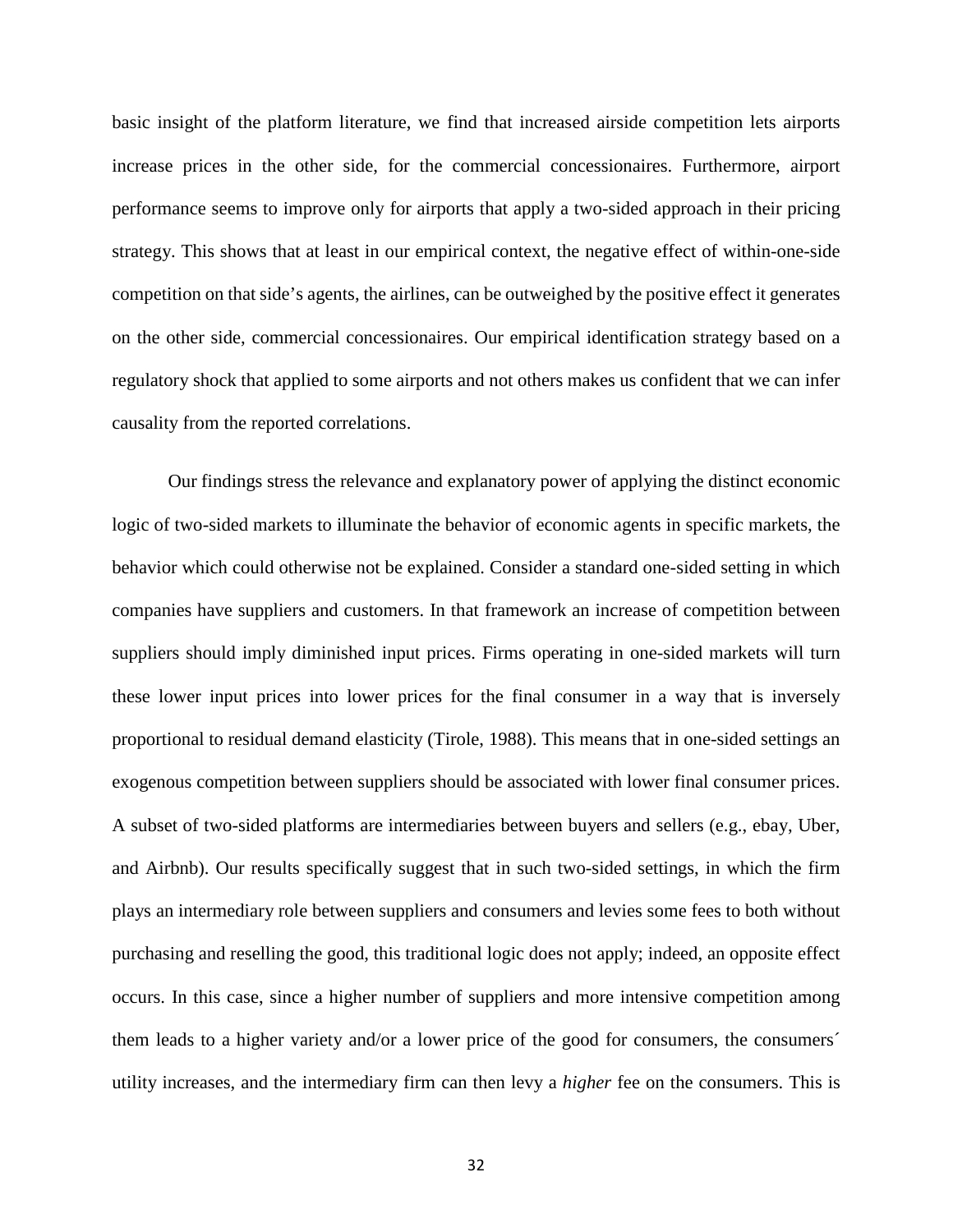basic insight of the platform literature, we find that increased airside competition lets airports increase prices in the other side, for the commercial concessionaires. Furthermore, airport performance seems to improve only for airports that apply a two-sided approach in their pricing strategy. This shows that at least in our empirical context, the negative effect of within-one-side competition on that side's agents, the airlines, can be outweighed by the positive effect it generates on the other side, commercial concessionaires. Our empirical identification strategy based on a regulatory shock that applied to some airports and not others makes us confident that we can infer causality from the reported correlations.

Our findings stress the relevance and explanatory power of applying the distinct economic logic of two-sided markets to illuminate the behavior of economic agents in specific markets, the behavior which could otherwise not be explained. Consider a standard one-sided setting in which companies have suppliers and customers. In that framework an increase of competition between suppliers should imply diminished input prices. Firms operating in one-sided markets will turn these lower input prices into lower prices for the final consumer in a way that is inversely proportional to residual demand elasticity (Tirole, 1988). This means that in one-sided settings an exogenous competition between suppliers should be associated with lower final consumer prices. A subset of two-sided platforms are intermediaries between buyers and sellers (e.g., ebay, Uber, and Airbnb). Our results specifically suggest that in such two-sided settings, in which the firm plays an intermediary role between suppliers and consumers and levies some fees to both without purchasing and reselling the good, this traditional logic does not apply; indeed, an opposite effect occurs. In this case, since a higher number of suppliers and more intensive competition among them leads to a higher variety and/or a lower price of the good for consumers, the consumers´ utility increases, and the intermediary firm can then levy a *higher* fee on the consumers. This is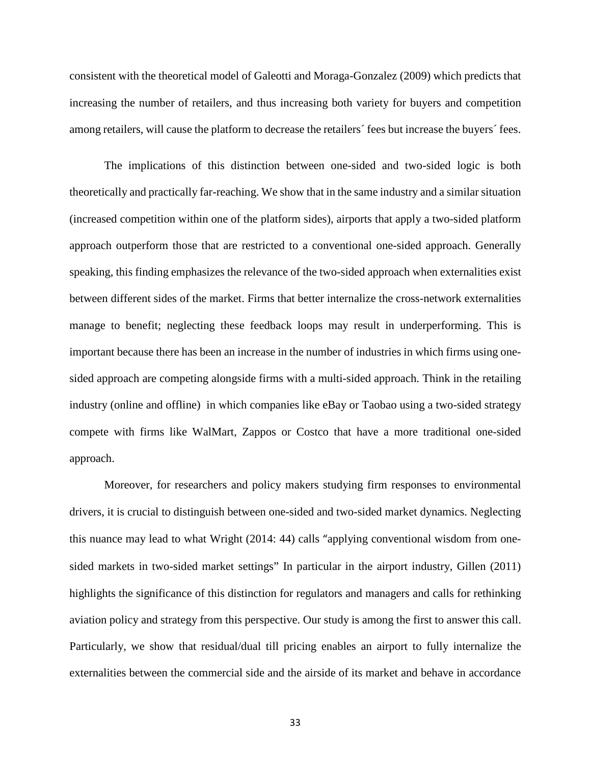consistent with the theoretical model of Galeotti and Moraga-Gonzalez (2009) which predicts that increasing the number of retailers, and thus increasing both variety for buyers and competition among retailers, will cause the platform to decrease the retailers´ fees but increase the buyers´ fees.

The implications of this distinction between one-sided and two-sided logic is both theoretically and practically far-reaching. We show that in the same industry and a similar situation (increased competition within one of the platform sides), airports that apply a two-sided platform approach outperform those that are restricted to a conventional one-sided approach. Generally speaking, this finding emphasizes the relevance of the two-sided approach when externalities exist between different sides of the market. Firms that better internalize the cross-network externalities manage to benefit; neglecting these feedback loops may result in underperforming. This is important because there has been an increase in the number of industries in which firms using one-sided approach are competing alongside firms with a multi-sided approach. Think in the retailing industry (online and offline) in which companies like eBay or Taobao using a two-sided strategy compete with firms like WalMart, Zappos or Costco that have a more traditional one-sided approach.

Moreover, for researchers and policy makers studying firm responses to environmental drivers, it is crucial to distinguish between one-sided and two-sided market dynamics. Neglecting this nuance may lead to what Wright (2014: 44) calls "applying conventional wisdom from one-sided markets in two-sided market settings" In particular in the airport industry, Gillen (2011) highlights the significance of this distinction for regulators and managers and calls for rethinking aviation policy and strategy from this perspective. Our study is among the first to answer this call. Particularly, we show that residual/dual till pricing enables an airport to fully internalize the externalities between the commercial side and the airside of its market and behave in accordance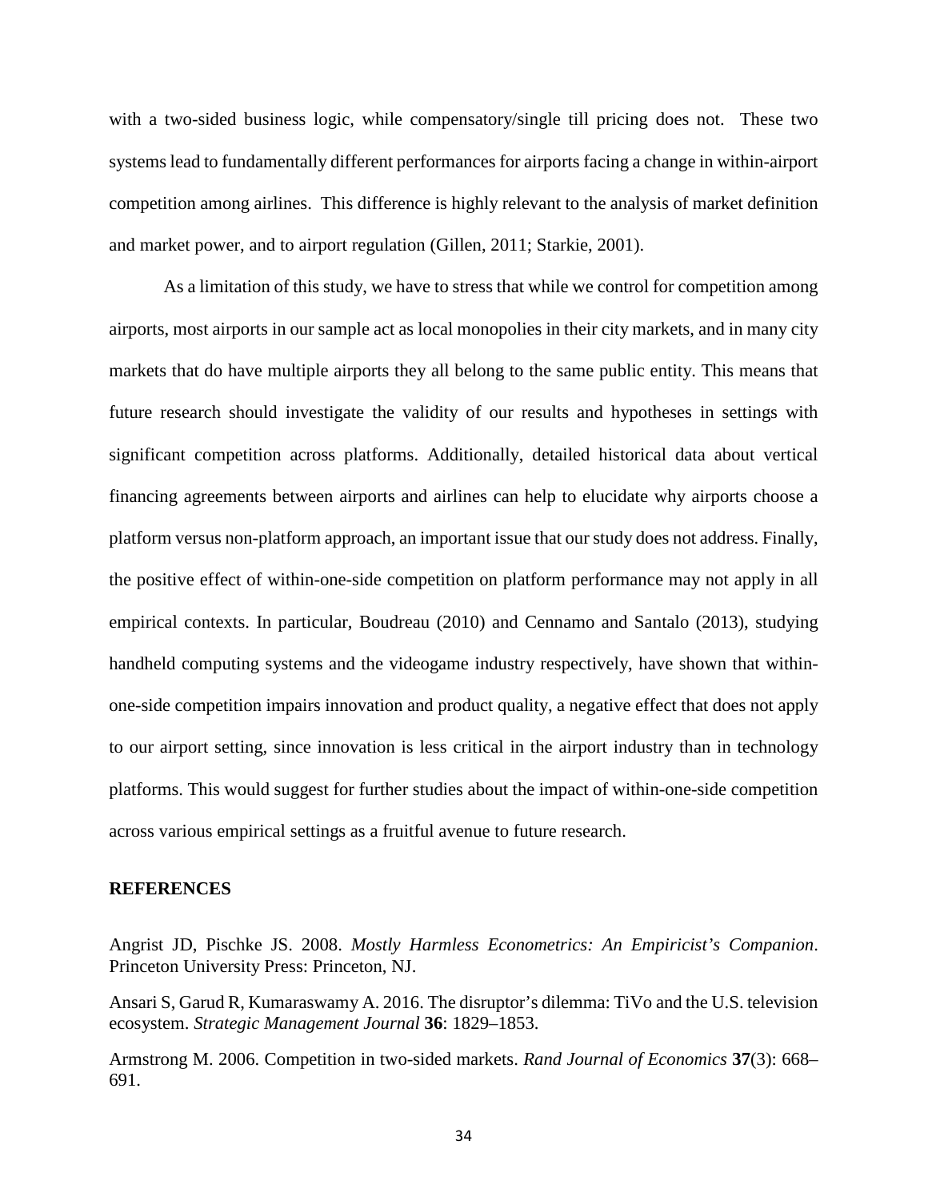with a two-sided business logic, while compensatory/single till pricing does not. These two systems lead to fundamentally different performances for airports facing a change in within-airport competition among airlines. This difference is highly relevant to the analysis of market definition and market power, and to airport regulation (Gillen, 2011; Starkie, 2001).

As a limitation of this study, we have to stress that while we control for competition among airports, most airports in our sample act as local monopolies in their city markets, and in many city markets that do have multiple airports they all belong to the same public entity. This means that future research should investigate the validity of our results and hypotheses in settings with significant competition across platforms. Additionally, detailed historical data about vertical financing agreements between airports and airlines can help to elucidate why airports choose a platform versus non-platform approach, an important issue that our study does not address. Finally, the positive effect of within-one-side competition on platform performance may not apply in all empirical contexts. In particular, Boudreau (2010) and Cennamo and Santalo (2013), studying handheld computing systems and the videogame industry respectively, have shown that within-one-side competition impairs innovation and product quality, a negative effect that does not apply to our airport setting, since innovation is less critical in the airport industry than in technology platforms. This would suggest for further studies about the impact of within-one-side competition across various empirical settings as a fruitful avenue to future research.

## REFERENCES

Angrist JD, Pischke JS. 2008. *Mostly Harmless Econometrics: An Empiricist's Companion*. Princeton University Press: Princeton, NJ.

Ansari S, Garud R, Kumaraswamy A. 2016. The disruptor's dilemma: TiVo and the U.S. television ecosystem. *Strategic Management Journal* **36**: 1829–1853.

Armstrong M. 2006. Competition in two-sided markets. *Rand Journal of Economics* **37**(3): 668–691.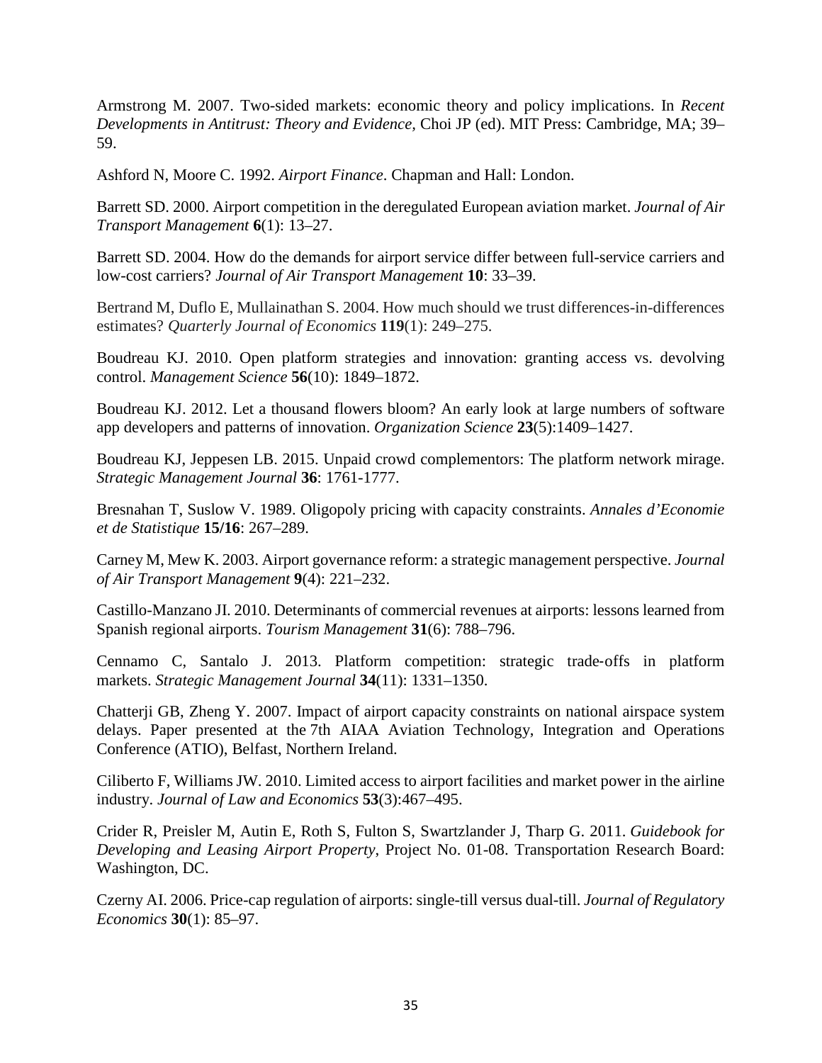Armstrong M. 2007. Two-sided markets: economic theory and policy implications. In *Recent Developments in Antitrust: Theory and Evidence*, Choi JP (ed). MIT Press: Cambridge, MA; 39–59.

Ashford N, Moore C. 1992. *Airport Finance*. Chapman and Hall: London.

Barrett SD. 2000. Airport competition in the deregulated European aviation market. *Journal of Air Transport Management* **6**(1): 13–27.

Barrett SD. 2004. How do the demands for airport service differ between full-service carriers and low-cost carriers? *Journal of Air Transport Management* **10**: 33–39.

Bertrand M, Duflo E, Mullainathan S. 2004. How much should we trust differences-in-differences estimates? *Quarterly Journal of Economics* **119**(1): 249–275.

Boudreau KJ. 2010. Open platform strategies and innovation: granting access vs. devolving control. *Management Science* **56**(10): 1849–1872.

Boudreau KJ. 2012. Let a thousand flowers bloom? An early look at large numbers of software app developers and patterns of innovation. *Organization Science* **23**(5):1409–1427.

Boudreau KJ, Jeppesen LB. 2015. Unpaid crowd complementors: The platform network mirage. *Strategic Management Journal* **36**: 1761-1777.

Bresnahan T, Suslow V. 1989. Oligopoly pricing with capacity constraints. *Annales d'Economie et de Statistique* **15/16**: 267–289.

Carney M, Mew K. 2003. Airport governance reform: a strategic management perspective. *Journal of Air Transport Management* **9**(4): 221–232.

Castillo-Manzano JI. 2010. Determinants of commercial revenues at airports: lessons learned from Spanish regional airports. *Tourism Management* **31**(6): 788–796.

Cennamo C, Santalo J. 2013. Platform competition: strategic trade-offs in platform markets. *Strategic Management Journal* **34**(11): 1331–1350.

Chatterji GB, Zheng Y. 2007. Impact of airport capacity constraints on national airspace system delays. Paper presented at the 7th AIAA Aviation Technology, Integration and Operations Conference (ATIO), Belfast, Northern Ireland.

Ciliberto F, Williams JW. 2010. Limited access to airport facilities and market power in the airline industry. *Journal of Law and Economics* **53**(3):467–495.

Crider R, Preisler M, Autin E, Roth S, Fulton S, Swartzlander J, Tharp G. 2011. *Guidebook for Developing and Leasing Airport Property*, Project No. 01-08. Transportation Research Board: Washington, DC.

Czerny AI. 2006. Price-cap regulation of airports: single-till versus dual-till. *Journal of Regulatory Economics* **30**(1): 85–97.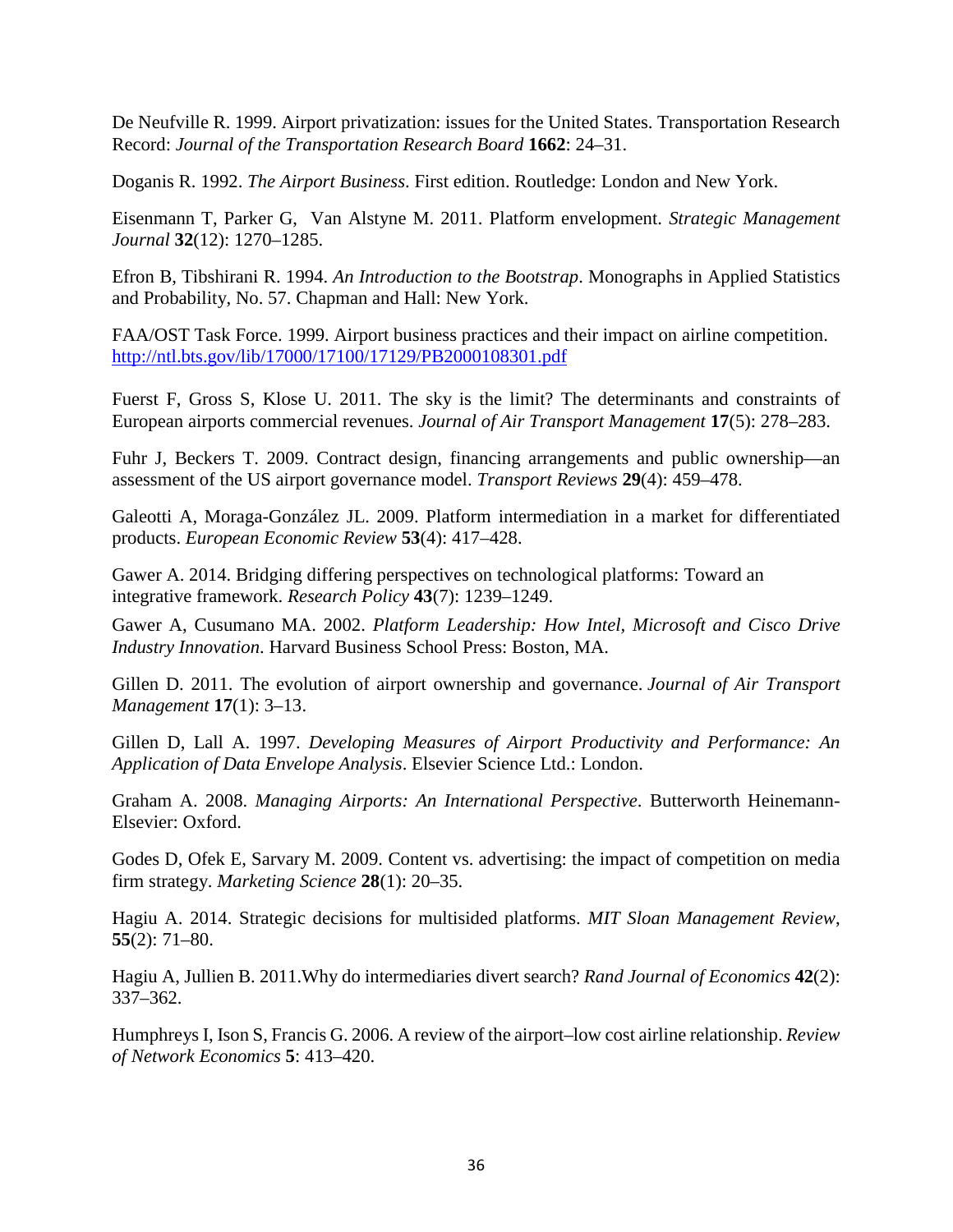De Neufville R. 1999. Airport privatization: issues for the United States. Transportation Research Record: *Journal of the Transportation Research Board* **1662**: 24–31.

Doganis R. 1992. *The Airport Business*. First edition. Routledge: London and New York.

Eisenmann T, Parker G, Van Alstyne M. 2011. Platform envelopment. *Strategic Management Journal* **32**(12): 1270–1285.

Efron B, Tibshirani R. 1994. *An Introduction to the Bootstrap*. Monographs in Applied Statistics and Probability, No. 57. Chapman and Hall: New York.

FAA/OST Task Force. 1999. Airport business practices and their impact on airline competition. http://ntl.bts.gov/lib/17000/17100/17129/PB2000108301.pdf

Fuerst F, Gross S, Klose U. 2011. The sky is the limit? The determinants and constraints of European airports commercial revenues. *Journal of Air Transport Management* **17**(5): 278–283.

Fuhr J, Beckers T. 2009. Contract design, financing arrangements and public ownership—an assessment of the US airport governance model. *Transport Reviews* **29**(4): 459–478.

Galeotti A, Moraga-González JL. 2009. Platform intermediation in a market for differentiated products. *European Economic Review* **53**(4): 417–428.

Gawer A. 2014. Bridging differing perspectives on technological platforms: Toward an integrative framework. *Research Policy* **43**(7): 1239–1249.

Gawer A, Cusumano MA. 2002. *Platform Leadership: How Intel, Microsoft and Cisco Drive Industry Innovation*. Harvard Business School Press: Boston, MA.

Gillen D. 2011. The evolution of airport ownership and governance. *Journal of Air Transport Management* **17**(1): 3–13.

Gillen D, Lall A. 1997. *Developing Measures of Airport Productivity and Performance: An Application of Data Envelope Analysis*. Elsevier Science Ltd.: London.

Graham A. 2008. *Managing Airports: An International Perspective*. Butterworth Heinemann-Elsevier: Oxford.

Godes D, Ofek E, Sarvary M. 2009. Content vs. advertising: the impact of competition on media firm strategy. *Marketing Science* **28**(1): 20–35.

Hagiu A. 2014. Strategic decisions for multisided platforms. *MIT Sloan Management Review*, **55**(2): 71–80.

Hagiu A, Jullien B. 2011.Why do intermediaries divert search? *Rand Journal of Economics* **42**(2): 337–362.

Humphreys I, Ison S, Francis G. 2006. A review of the airport–low cost airline relationship. *Review of Network Economics* **5**: 413–420.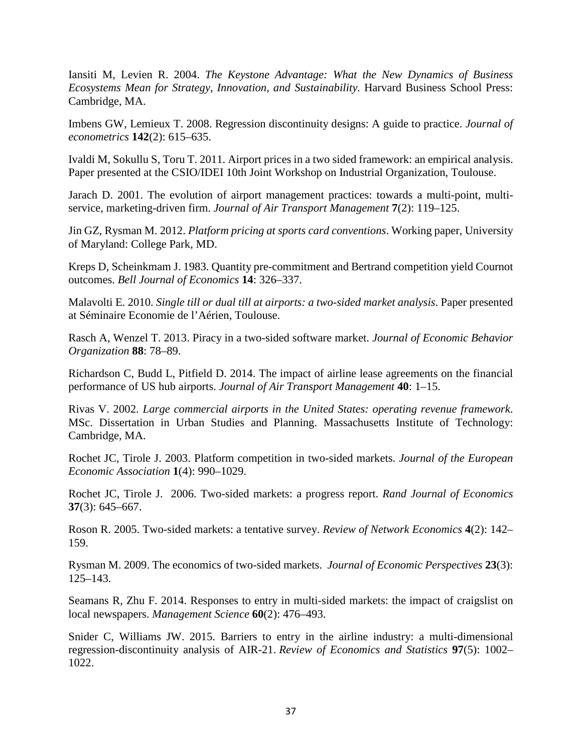Iansiti M, Levien R. 2004. *The Keystone Advantage: What the New Dynamics of Business Ecosystems Mean for Strategy, Innovation, and Sustainability*. Harvard Business School Press: Cambridge, MA.

Imbens GW, Lemieux T. 2008. Regression discontinuity designs: A guide to practice. *Journal of econometrics* **142**(2): 615–635.

Ivaldi M, Sokullu S, Toru T. 2011. Airport prices in a two sided framework: an empirical analysis. Paper presented at the CSIO/IDEI 10th Joint Workshop on Industrial Organization, Toulouse.

Jarach D. 2001. The evolution of airport management practices: towards a multi-point, multi-service, marketing-driven firm. *Journal of Air Transport Management* **7**(2): 119–125.

Jin GZ, Rysman M. 2012. *Platform pricing at sports card conventions*. Working paper, University of Maryland: College Park, MD.

Kreps D, Scheinkmam J. 1983. Quantity pre-commitment and Bertrand competition yield Cournot outcomes. *Bell Journal of Economics* **14**: 326–337.

Malavolti E. 2010. *Single till or dual till at airports: a two-sided market analysis*. Paper presented at Séminaire Economie de l'Aérien, Toulouse.

Rasch A, Wenzel T. 2013. Piracy in a two-sided software market. *Journal of Economic Behavior Organization* **88**: 78–89.

Richardson C, Budd L, Pitfield D. 2014. The impact of airline lease agreements on the financial performance of US hub airports. *Journal of Air Transport Management* **40**: 1–15.

Rivas V. 2002. *Large commercial airports in the United States: operating revenue framework*. MSc. Dissertation in Urban Studies and Planning. Massachusetts Institute of Technology: Cambridge, MA.

Rochet JC, Tirole J. 2003. Platform competition in two-sided markets. *Journal of the European Economic Association* **1**(4): 990–1029.

Rochet JC, Tirole J. 2006. Two-sided markets: a progress report. *Rand Journal of Economics* **37**(3): 645–667.

Roson R. 2005. Two-sided markets: a tentative survey. *Review of Network Economics* **4**(2): 142–159.

Rysman M. 2009. The economics of two-sided markets. *Journal of Economic Perspectives* **23**(3): 125–143.

Seamans R, Zhu F. 2014. Responses to entry in multi-sided markets: the impact of craigslist on local newspapers. *Management Science* **60**(2): 476–493.

Snider C, Williams JW. 2015. Barriers to entry in the airline industry: a multi-dimensional regression-discontinuity analysis of AIR-21. *Review of Economics and Statistics* **97**(5): 1002–1022.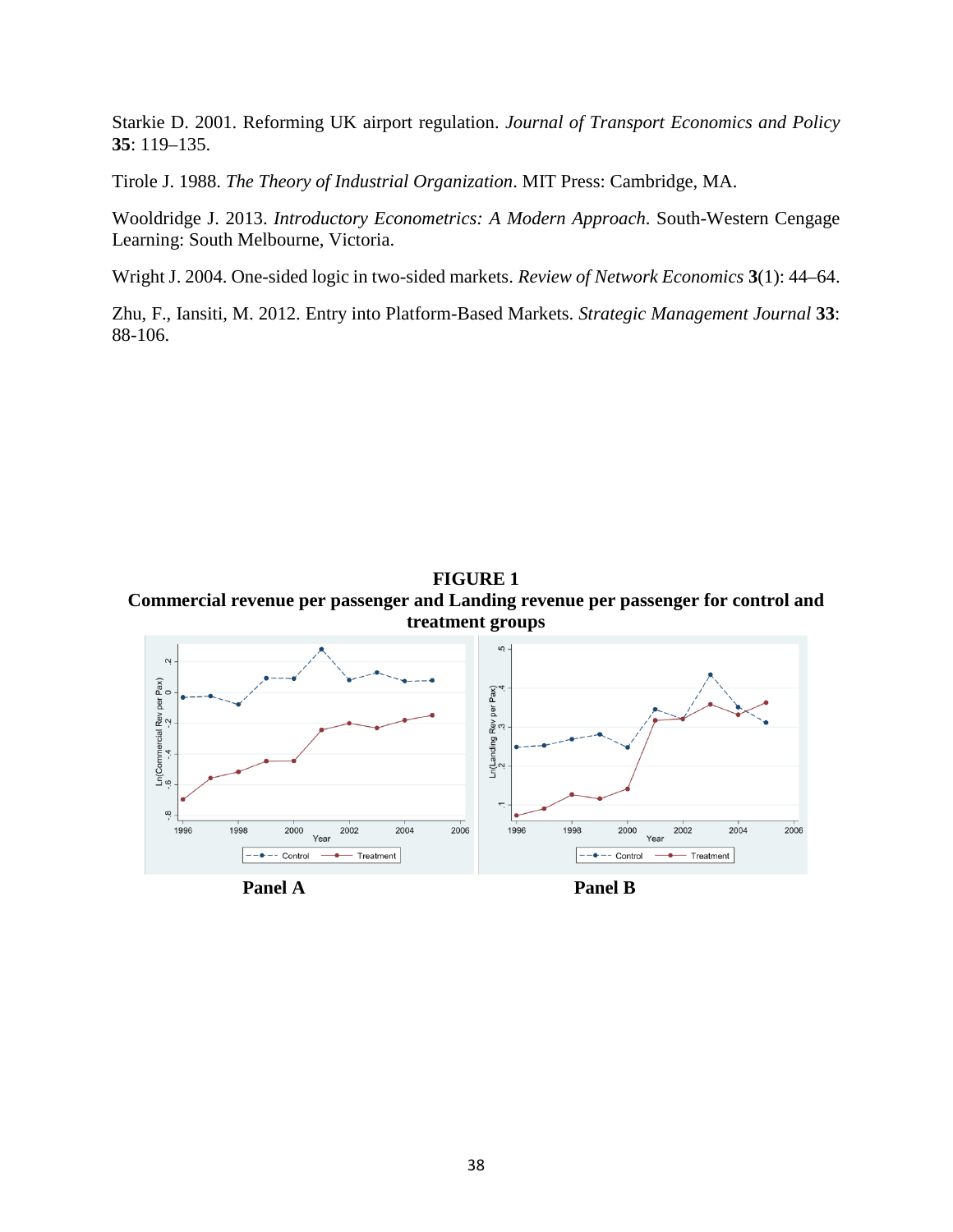Starkie D. 2001. Reforming UK airport regulation. *Journal of Transport Economics and Policy* **35**: 119–135.

Tirole J. 1988. *The Theory of Industrial Organization*. MIT Press: Cambridge, MA.

Wooldridge J. 2013. *Introductory Econometrics: A Modern Approach.* South-Western Cengage Learning: South Melbourne, Victoria.

Wright J. 2004. One-sided logic in two-sided markets. *Review of Network Economics* **3**(1): 44–64.

Zhu, F., Iansiti, M. 2012. Entry into Platform-Based Markets. *Strategic Management Journal* **33**: 88-106.

**FIGURE 1**
**Commercial revenue per passenger and Landing revenue per passenger for control and treatment groups**

**Panel A** **Panel B**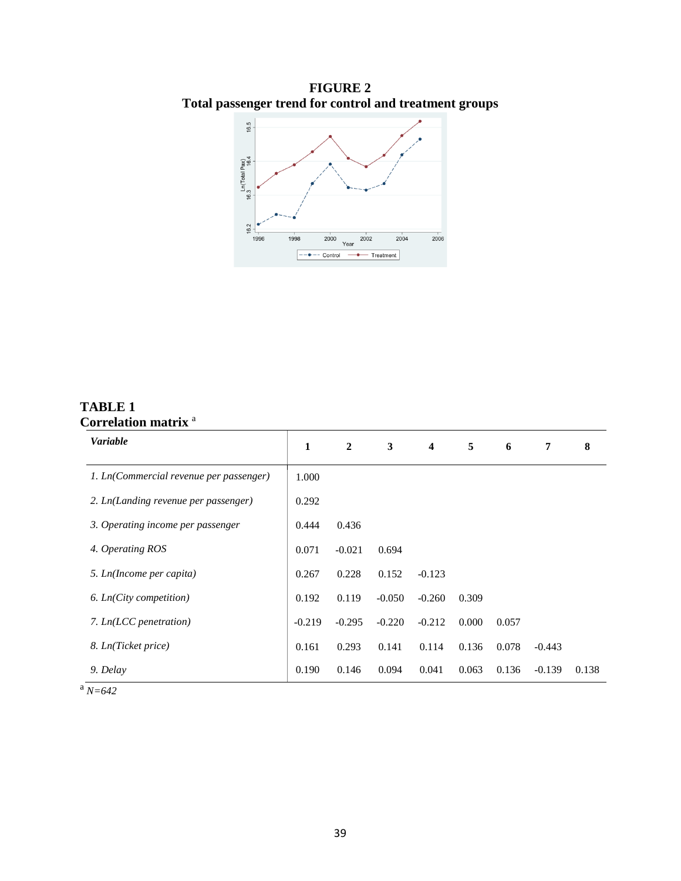**FIGURE 2**
**Total passenger trend for control and treatment groups**

**TABLE 1**
**Correlation matrix** [a]

| *Variable* | 1 | 2 | 3 | 4 | 5 | 6 | 7 | 8 |
|---|---|---|---|---|---|---|---|---|
| *1. Ln(Commercial revenue per passenger)* | 1.000 | | | | | | | |
| *2. Ln(Landing revenue per passenger)* | 0.292 | | | | | | | |
| *3. Operating income per passenger* | 0.444 | 0.436 | | | | | | |
| *4. Operating ROS* | 0.071 | -0.021 | 0.694 | | | | | |
| *5. Ln(Income per capita)* | 0.267 | 0.228 | 0.152 | -0.123 | | | | |
| *6. Ln(City competition)* | 0.192 | 0.119 | -0.050 | -0.260 | 0.309 | | | |
| *7. Ln(LCC penetration)* | -0.219 | -0.295 | -0.220 | -0.212 | 0.000 | 0.057 | | |
| *8. Ln(Ticket price)* | 0.161 | 0.293 | 0.141 | 0.114 | 0.136 | 0.078 | -0.443 | |
| *9. Delay* | 0.190 | 0.146 | 0.094 | 0.041 | 0.063 | 0.136 | -0.139 | 0.138 |

[a] *N=642*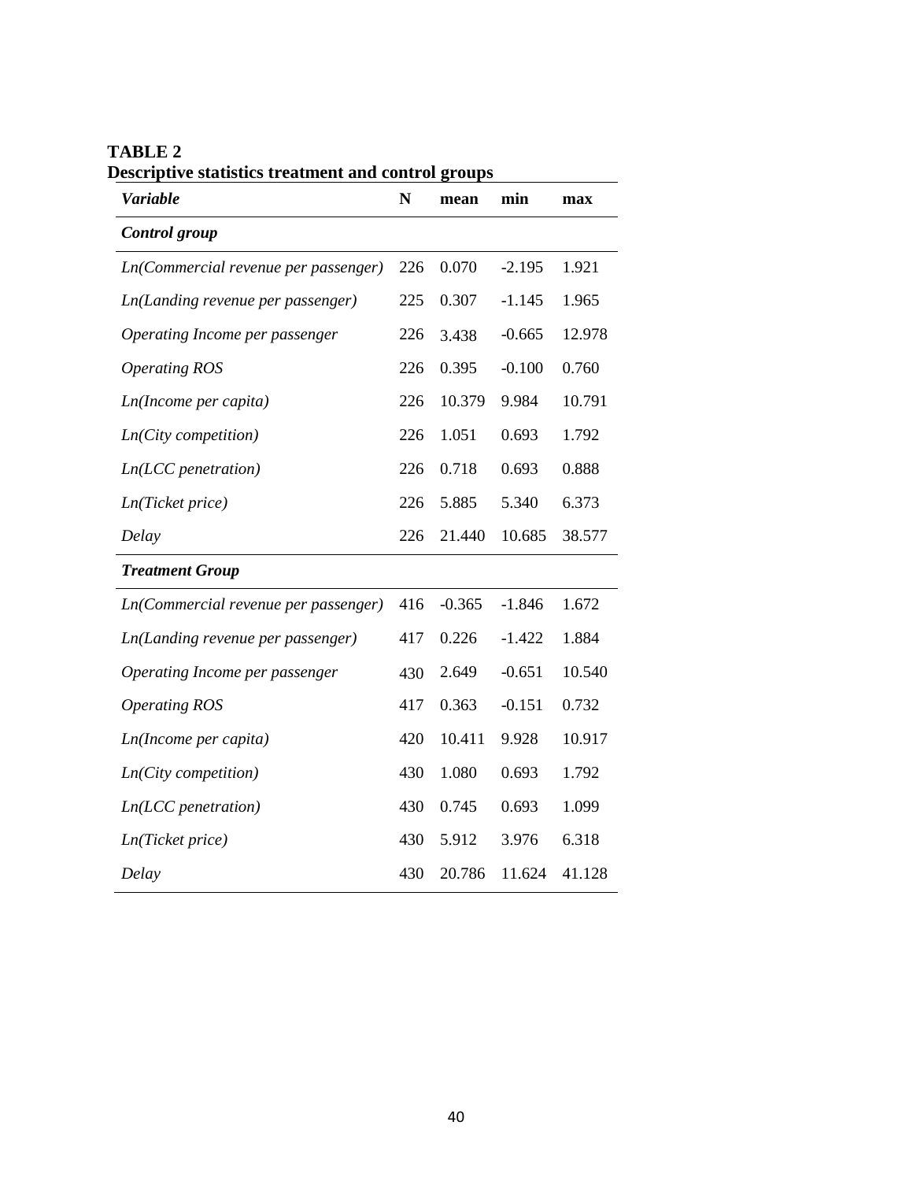**TABLE 2**
**Descriptive statistics treatment and control groups**

| *Variable* | N | mean | min | max |
|---|---|---|---|---|
| ***Control group*** | | | | |
| *Ln(Commercial revenue per passenger)* | 226 | 0.070 | -2.195 | 1.921 |
| *Ln(Landing revenue per passenger)* | 225 | 0.307 | -1.145 | 1.965 |
| *Operating Income per passenger* | 226 | 3.438 | -0.665 | 12.978 |
| *Operating ROS* | 226 | 0.395 | -0.100 | 0.760 |
| *Ln(Income per capita)* | 226 | 10.379 | 9.984 | 10.791 |
| *Ln(City competition)* | 226 | 1.051 | 0.693 | 1.792 |
| *Ln(LCC penetration)* | 226 | 0.718 | 0.693 | 0.888 |
| *Ln(Ticket price)* | 226 | 5.885 | 5.340 | 6.373 |
| *Delay* | 226 | 21.440 | 10.685 | 38.577 |
| ***Treatment Group*** | | | | |
| *Ln(Commercial revenue per passenger)* | 416 | -0.365 | -1.846 | 1.672 |
| *Ln(Landing revenue per passenger)* | 417 | 0.226 | -1.422 | 1.884 |
| *Operating Income per passenger* | 430 | 2.649 | -0.651 | 10.540 |
| *Operating ROS* | 417 | 0.363 | -0.151 | 0.732 |
| *Ln(Income per capita)* | 420 | 10.411 | 9.928 | 10.917 |
| *Ln(City competition)* | 430 | 1.080 | 0.693 | 1.792 |
| *Ln(LCC penetration)* | 430 | 0.745 | 0.693 | 1.099 |
| *Ln(Ticket price)* | 430 | 5.912 | 3.976 | 6.318 |
| *Delay* | 430 | 20.786 | 11.624 | 41.128 |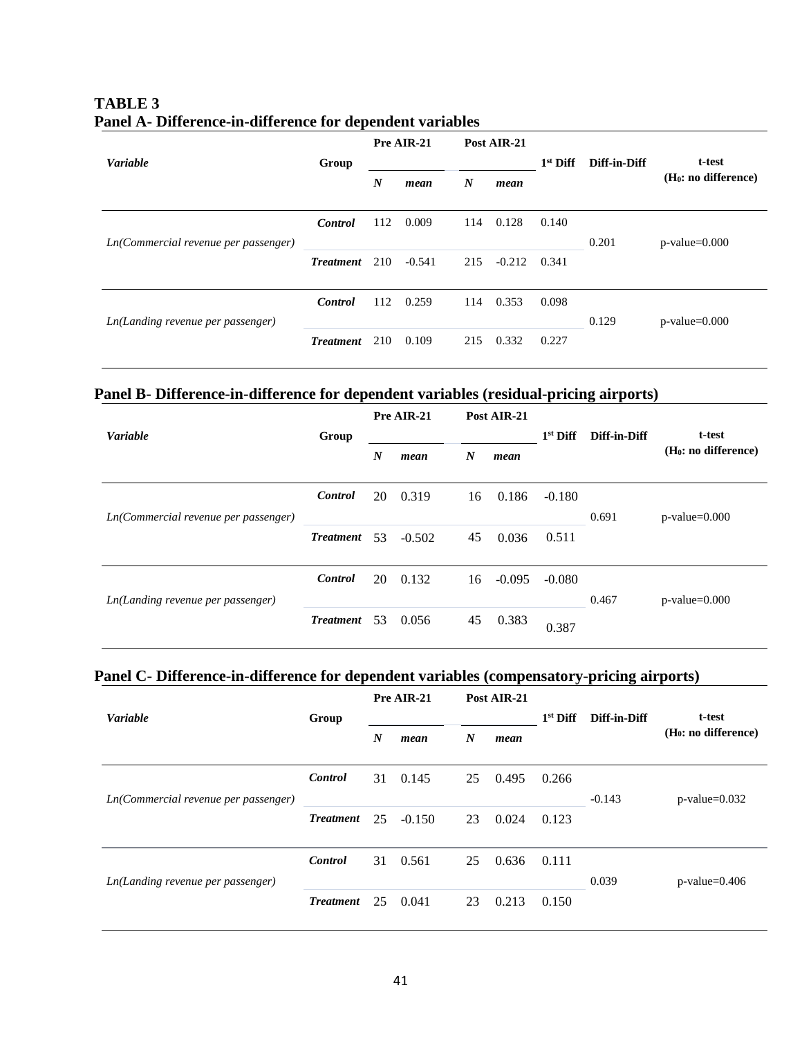**TABLE 3**

**Panel A- Difference-in-difference for dependent variables**

| *Variable* | Group | Pre AIR-21 | | Post AIR-21 | | 1st Diff | Diff-in-Diff | t-test ($H_0$: no difference) |
|---|---|---|---|---|---|---|---|---|
| | | ***N*** | ***mean*** | ***N*** | ***mean*** | | | |
| *Ln(Commercial revenue per passenger)* | ***Control*** | 112 | 0.009 | 114 | 0.128 | 0.140 | 0.201 | p-value=0.000 |
| | ***Treatment*** | 210 | -0.541 | 215 | -0.212 | 0.341 | | |
| *Ln(Landing revenue per passenger)* | ***Control*** | 112 | 0.259 | 114 | 0.353 | 0.098 | 0.129 | p-value=0.000 |
| | ***Treatment*** | 210 | 0.109 | 215 | 0.332 | 0.227 | | |

**Panel B- Difference-in-difference for dependent variables (residual-pricing airports)**

| *Variable* | Group | Pre AIR-21 | | Post AIR-21 | | 1st Diff | Diff-in-Diff | t-test ($H_0$: no difference) |
|---|---|---|---|---|---|---|---|---|
| | | ***N*** | ***mean*** | ***N*** | ***mean*** | | | |
| *Ln(Commercial revenue per passenger)* | ***Control*** | 20 | 0.319 | 16 | 0.186 | -0.180 | 0.691 | p-value=0.000 |
| | ***Treatment*** | 53 | -0.502 | 45 | 0.036 | 0.511 | | |
| *Ln(Landing revenue per passenger)* | ***Control*** | 20 | 0.132 | 16 | -0.095 | -0.080 | 0.467 | p-value=0.000 |
| | ***Treatment*** | 53 | 0.056 | 45 | 0.383 | 0.387 | | |

**Panel C- Difference-in-difference for dependent variables (compensatory-pricing airports)**

| *Variable* | Group | Pre AIR-21 | | Post AIR-21 | | 1st Diff | Diff-in-Diff | t-test ($H_0$: no difference) |
|---|---|---|---|---|---|---|---|---|
| | | ***N*** | ***mean*** | ***N*** | ***mean*** | | | |
| *Ln(Commercial revenue per passenger)* | ***Control*** | 31 | 0.145 | 25 | 0.495 | 0.266 | -0.143 | p-value=0.032 |
| | ***Treatment*** | 25 | -0.150 | 23 | 0.024 | 0.123 | | |
| *Ln(Landing revenue per passenger)* | ***Control*** | 31 | 0.561 | 25 | 0.636 | 0.111 | 0.039 | p-value=0.406 |
| | ***Treatment*** | 25 | 0.041 | 23 | 0.213 | 0.150 | | |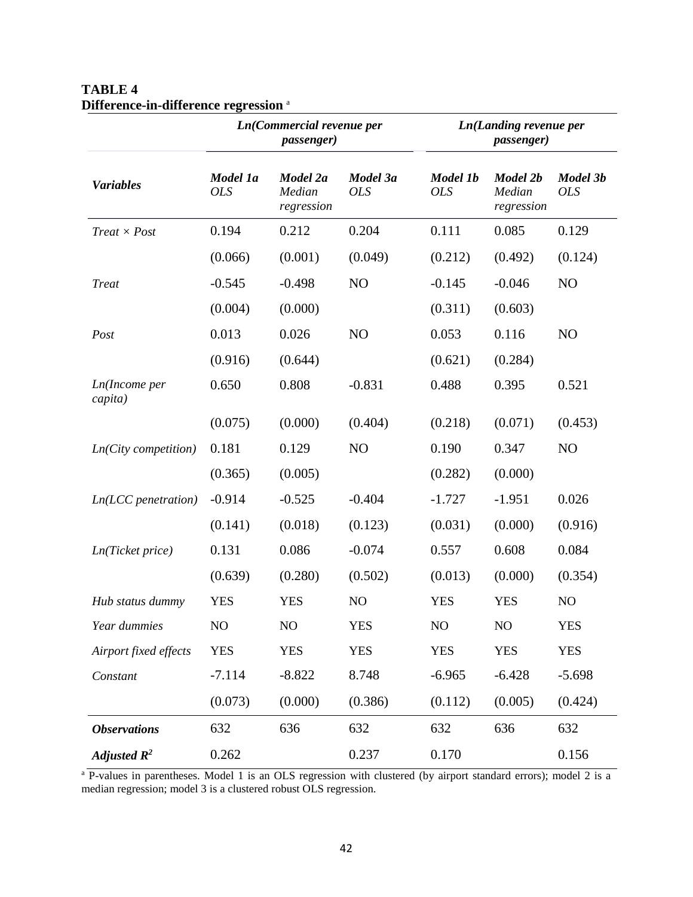**TABLE 4**
**Difference-in-difference regression** [a]

| | *Ln(Commercial revenue per passenger)* | | | *Ln(Landing revenue per passenger)* | | |
|---|---|---|---|---|---|---|
| ***Variables*** | ***Model 1a*** *OLS* | ***Model 2a*** *Median regression* | ***Model 3a*** *OLS* | ***Model 1b*** *OLS* | ***Model 2b*** *Median regression* | ***Model 3b*** *OLS* |
| *Treat × Post* | 0.194 | 0.212 | 0.204 | 0.111 | 0.085 | 0.129 |
| | (0.066) | (0.001) | (0.049) | (0.212) | (0.492) | (0.124) |
| *Treat* | -0.545 | -0.498 | NO | -0.145 | -0.046 | NO |
| | (0.004) | (0.000) | | (0.311) | (0.603) | |
| *Post* | 0.013 | 0.026 | NO | 0.053 | 0.116 | NO |
| | (0.916) | (0.644) | | (0.621) | (0.284) | |
| *Ln(Income per capita)* | 0.650 | 0.808 | -0.831 | 0.488 | 0.395 | 0.521 |
| | (0.075) | (0.000) | (0.404) | (0.218) | (0.071) | (0.453) |
| *Ln(City competition)* | 0.181 | 0.129 | NO | 0.190 | 0.347 | NO |
| | (0.365) | (0.005) | | (0.282) | (0.000) | |
| *Ln(LCC penetration)* | -0.914 | -0.525 | -0.404 | -1.727 | -1.951 | 0.026 |
| | (0.141) | (0.018) | (0.123) | (0.031) | (0.000) | (0.916) |
| *Ln(Ticket price)* | 0.131 | 0.086 | -0.074 | 0.557 | 0.608 | 0.084 |
| | (0.639) | (0.280) | (0.502) | (0.013) | (0.000) | (0.354) |
| *Hub status dummy* | YES | YES | NO | YES | YES | NO |
| *Year dummies* | NO | NO | YES | NO | NO | YES |
| *Airport fixed effects* | YES | YES | YES | YES | YES | YES |
| *Constant* | -7.114 | -8.822 | 8.748 | -6.965 | -6.428 | -5.698 |
| | (0.073) | (0.000) | (0.386) | (0.112) | (0.005) | (0.424) |
| ***Observations*** | 632 | 636 | 632 | 632 | 636 | 632 |
| ***Adjusted $R^2$*** | 0.262 | | 0.237 | 0.170 | | 0.156 |

[a] P-values in parentheses. Model 1 is an OLS regression with clustered (by airport standard errors); model 2 is a median regression; model 3 is a clustered robust OLS regression.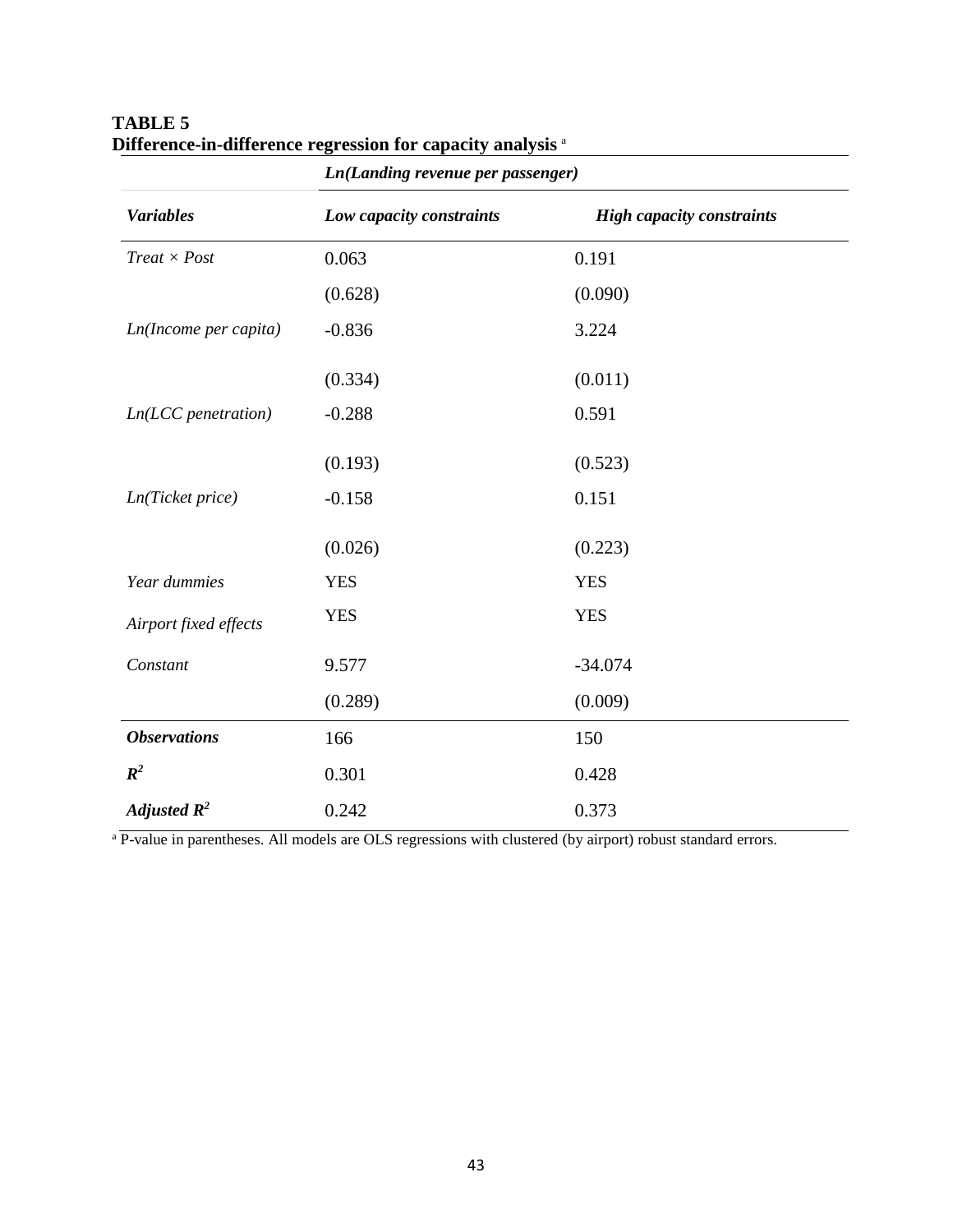**TABLE 5**
**Difference-in-difference regression for capacity analysis** [a]

| | *Ln(Landing revenue per passenger)* | |
|---|---|---|
| ***Variables*** | ***Low capacity constraints*** | ***High capacity constraints*** |
| *Treat × Post* | 0.063 | 0.191 |
| | (0.628) | (0.090) |
| *Ln(Income per capita)* | -0.836 | 3.224 |
| | (0.334) | (0.011) |
| *Ln(LCC penetration)* | -0.288 | 0.591 |
| | (0.193) | (0.523) |
| *Ln(Ticket price)* | -0.158 | 0.151 |
| | (0.026) | (0.223) |
| *Year dummies* | YES | YES |
| *Airport fixed effects* | YES | YES |
| *Constant* | 9.577 | -34.074 |
| | (0.289) | (0.009) |
| ***Observations*** | 166 | 150 |
| $R^2$ | 0.301 | 0.428 |
| ***Adjusted*** $R^2$ | 0.242 | 0.373 |

[a] P-value in parentheses. All models are OLS regressions with clustered (by airport) robust standard errors.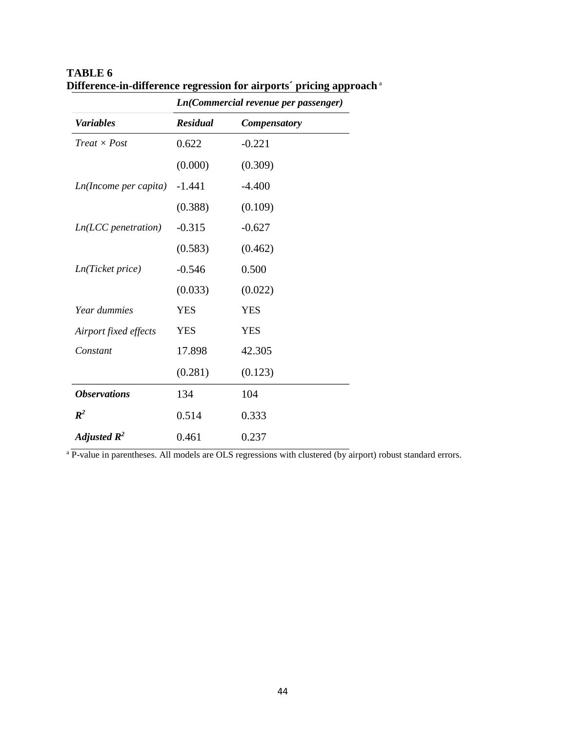**TABLE 6**
**Difference-in-difference regression for airports´ pricing approach** [a]

| | *Ln(Commercial revenue per passenger)* | |
|---|---|---|
| ***Variables*** | ***Residual*** | ***Compensatory*** |
| *Treat × Post* | 0.622 | -0.221 |
| | (0.000) | (0.309) |
| *Ln(Income per capita)* | -1.441 | -4.400 |
| | (0.388) | (0.109) |
| *Ln(LCC penetration)* | -0.315 | -0.627 |
| | (0.583) | (0.462) |
| *Ln(Ticket price)* | -0.546 | 0.500 |
| | (0.033) | (0.022) |
| *Year dummies* | YES | YES |
| *Airport fixed effects* | YES | YES |
| *Constant* | 17.898 | 42.305 |
| | (0.281) | (0.123) |
| ***Observations*** | 134 | 104 |
| $R^2$ | 0.514 | 0.333 |
| ***Adjusted*** $R^2$ | 0.461 | 0.237 |

[a] P-value in parentheses. All models are OLS regressions with clustered (by airport) robust standard errors.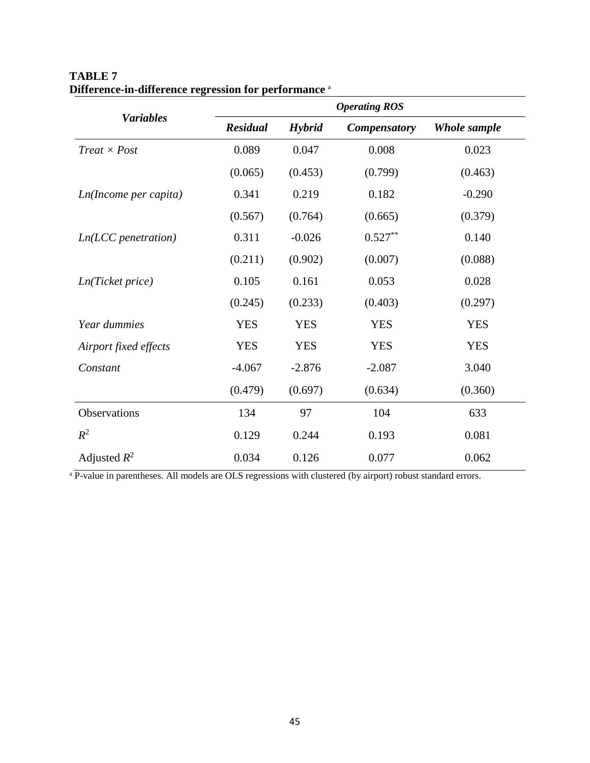**TABLE 7**
**Difference-in-difference regression for performance** [a]

| *Variables* | *Operating ROS* | | | |
|---|---|---|---|---|
| | ***Residual*** | ***Hybrid*** | ***Compensatory*** | ***Whole sample*** |
| *Treat × Post* | 0.089 | 0.047 | 0.008 | 0.023 |
| | (0.065) | (0.453) | (0.799) | (0.463) |
| *Ln(Income per capita)* | 0.341 | 0.219 | 0.182 | -0.290 |
| | (0.567) | (0.764) | (0.665) | (0.379) |
| *Ln(LCC penetration)* | 0.311 | -0.026 | 0.527** | 0.140 |
| | (0.211) | (0.902) | (0.007) | (0.088) |
| *Ln(Ticket price)* | 0.105 | 0.161 | 0.053 | 0.028 |
| | (0.245) | (0.233) | (0.403) | (0.297) |
| *Year dummies* | YES | YES | YES | YES |
| *Airport fixed effects* | YES | YES | YES | YES |
| *Constant* | -4.067 | -2.876 | -2.087 | 3.040 |
| | (0.479) | (0.697) | (0.634) | (0.360) |
| Observations | 134 | 97 | 104 | 633 |
| $R^2$ | 0.129 | 0.244 | 0.193 | 0.081 |
| Adjusted $R^2$ | 0.034 | 0.126 | 0.077 | 0.062 |

[a] P-value in parentheses. All models are OLS regressions with clustered (by airport) robust standard errors.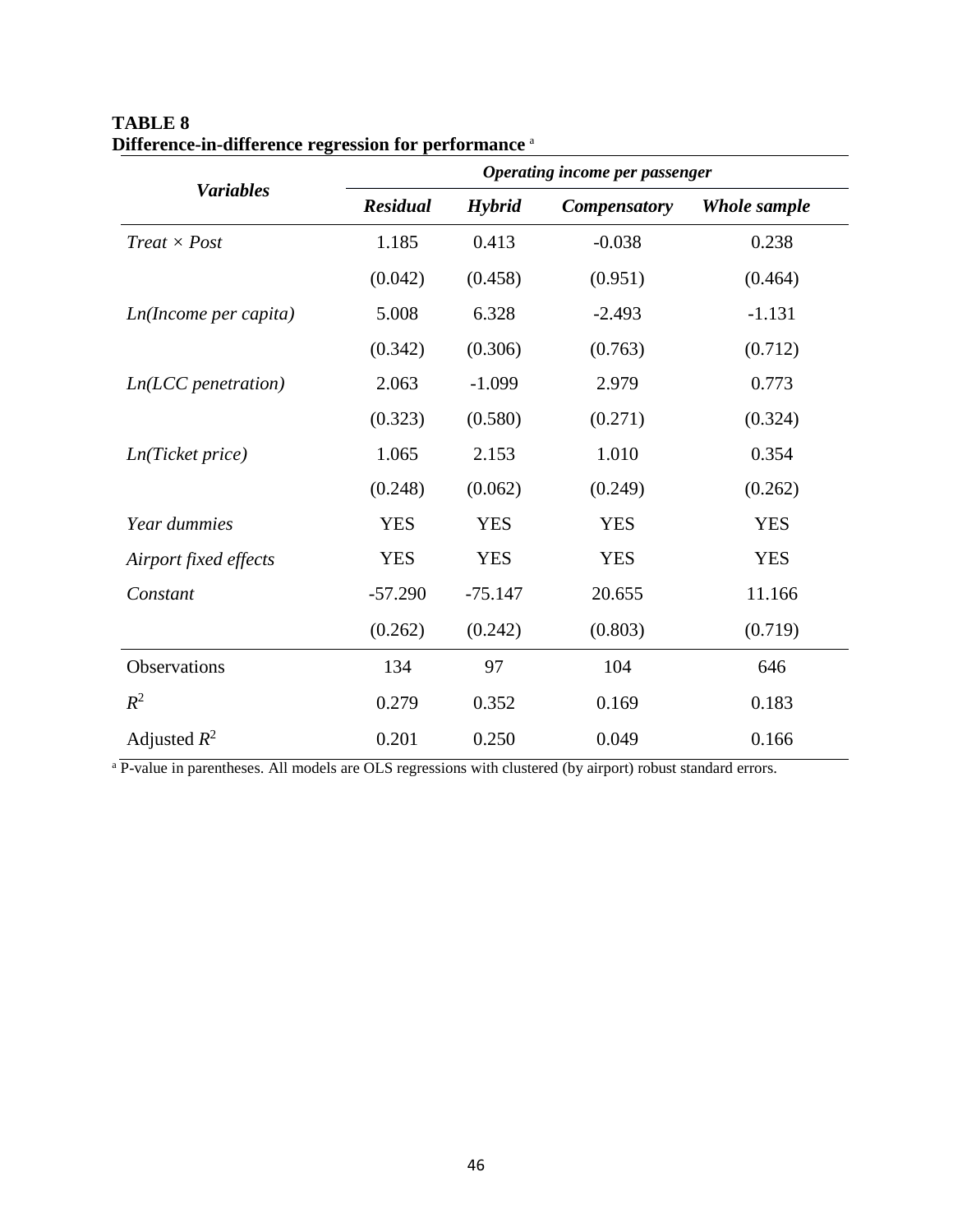**TABLE 8**
**Difference-in-difference regression for performance** [a]

| *Variables* | *Operating income per passenger* | | | |
|---|---|---|---|---|
| | ***Residual*** | ***Hybrid*** | ***Compensatory*** | ***Whole sample*** |
| *Treat × Post* | 1.185 | 0.413 | -0.038 | 0.238 |
| | (0.042) | (0.458) | (0.951) | (0.464) |
| *Ln(Income per capita)* | 5.008 | 6.328 | -2.493 | -1.131 |
| | (0.342) | (0.306) | (0.763) | (0.712) |
| *Ln(LCC penetration)* | 2.063 | -1.099 | 2.979 | 0.773 |
| | (0.323) | (0.580) | (0.271) | (0.324) |
| *Ln(Ticket price)* | 1.065 | 2.153 | 1.010 | 0.354 |
| | (0.248) | (0.062) | (0.249) | (0.262) |
| *Year dummies* | YES | YES | YES | YES |
| *Airport fixed effects* | YES | YES | YES | YES |
| *Constant* | -57.290 | -75.147 | 20.655 | 11.166 |
| | (0.262) | (0.242) | (0.803) | (0.719) |
| Observations | 134 | 97 | 104 | 646 |
| $R^2$ | 0.279 | 0.352 | 0.169 | 0.183 |
| Adjusted $R^2$ | 0.201 | 0.250 | 0.049 | 0.166 |

[a] P-value in parentheses. All models are OLS regressions with clustered (by airport) robust standard errors.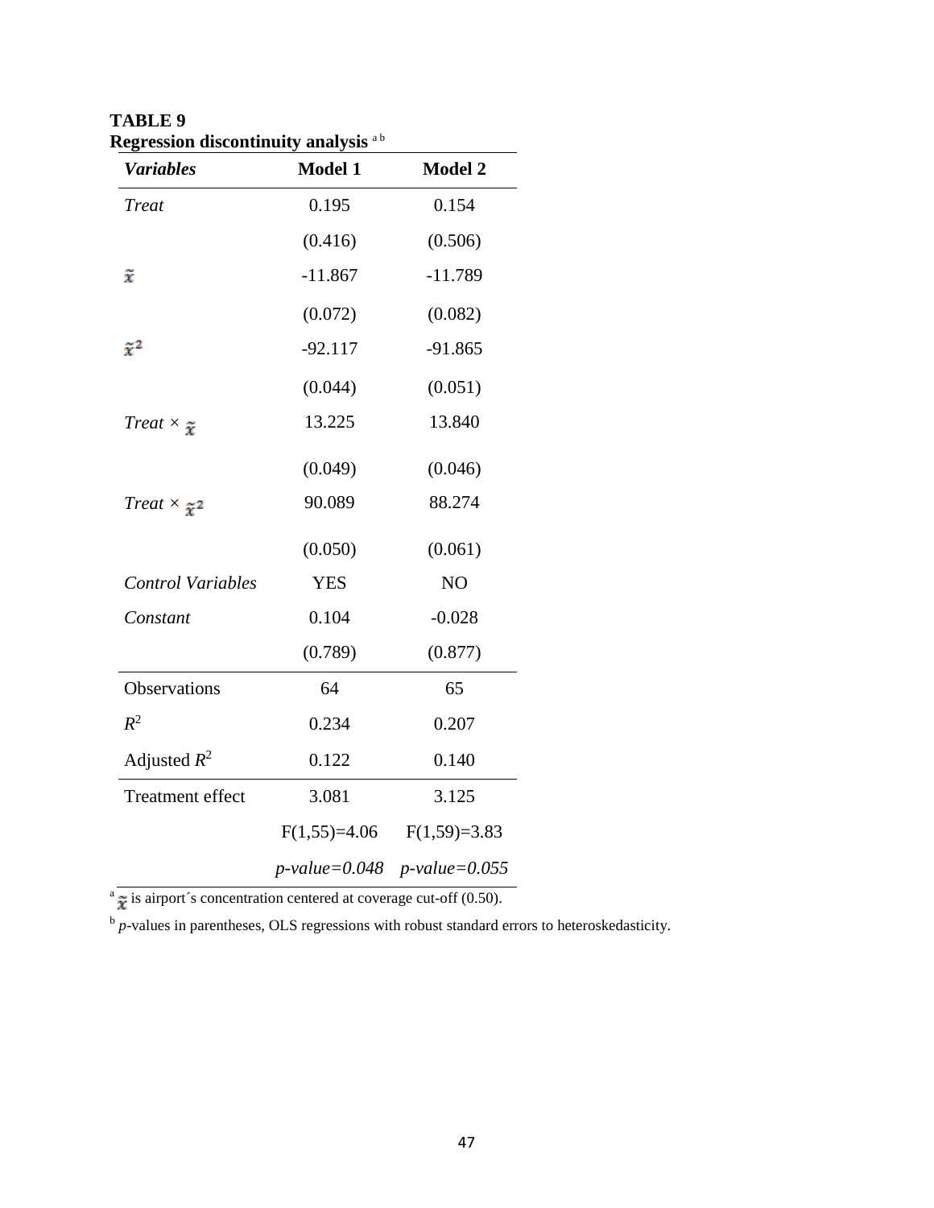**TABLE 9**
**Regression discontinuity analysis** [a b]

| *Variables* | **Model 1** | **Model 2** |
|---|---|---|
| *Treat* | 0.195 | 0.154 |
| | (0.416) | (0.506) |
| $\tilde{x}$ | -11.867 | -11.789 |
| | (0.072) | (0.082) |
| $\tilde{x}^2$ | -92.117 | -91.865 |
| | (0.044) | (0.051) |
| *Treat* × $\tilde{x}$ | 13.225 | 13.840 |
| | (0.049) | (0.046) |
| *Treat* × $\tilde{x}^2$ | 90.089 | 88.274 |
| | (0.050) | (0.061) |
| *Control Variables* | YES | NO |
| *Constant* | 0.104 | -0.028 |
| | (0.789) | (0.877) |
| Observations | 64 | 65 |
| $R^2$ | 0.234 | 0.207 |
| Adjusted $R^2$ | 0.122 | 0.140 |
| Treatment effect | 3.081 | 3.125 |
| | $F(1,55)=4.06$ | $F(1,59)=3.83$ |
| | *p-value=0.048* | *p-value=0.055* |

[a] $\tilde{x}$ is airport´s concentration centered at coverage cut-off (0.50).

[b] *p*-values in parentheses, OLS regressions with robust standard errors to heteroskedasticity.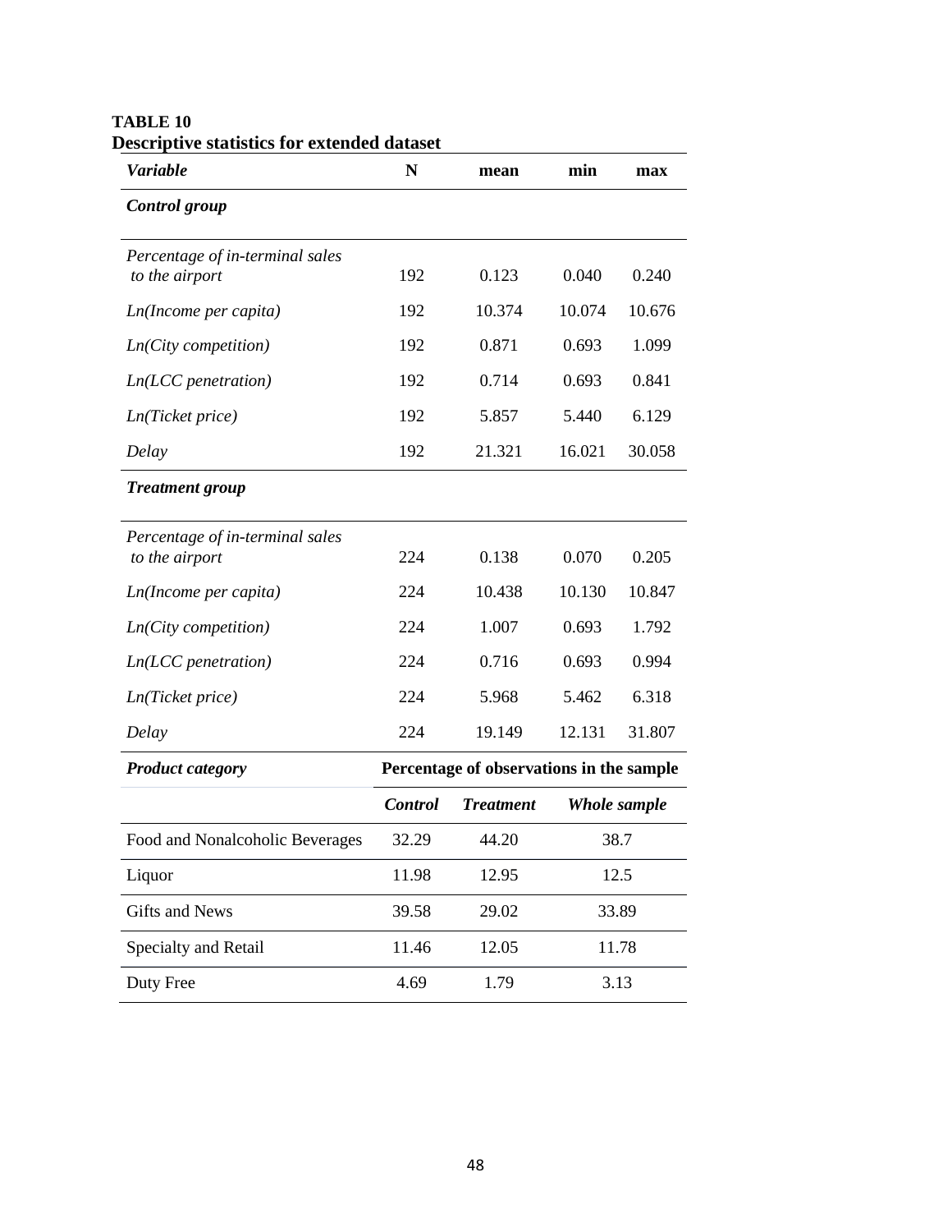**TABLE 10**
**Descriptive statistics for extended dataset**

| *Variable* | N | mean | min | max |
|---|---|---|---|---|
| ***Control group*** | | | | |
| *Percentage of in-terminal sales to the airport* | 192 | 0.123 | 0.040 | 0.240 |
| *Ln(Income per capita)* | 192 | 10.374 | 10.074 | 10.676 |
| *Ln(City competition)* | 192 | 0.871 | 0.693 | 1.099 |
| *Ln(LCC penetration)* | 192 | 0.714 | 0.693 | 0.841 |
| *Ln(Ticket price)* | 192 | 5.857 | 5.440 | 6.129 |
| *Delay* | 192 | 21.321 | 16.021 | 30.058 |
| ***Treatment group*** | | | | |
| *Percentage of in-terminal sales to the airport* | 224 | 0.138 | 0.070 | 0.205 |
| *Ln(Income per capita)* | 224 | 10.438 | 10.130 | 10.847 |
| *Ln(City competition)* | 224 | 1.007 | 0.693 | 1.792 |
| *Ln(LCC penetration)* | 224 | 0.716 | 0.693 | 0.994 |
| *Ln(Ticket price)* | 224 | 5.968 | 5.462 | 6.318 |
| *Delay* | 224 | 19.149 | 12.131 | 31.807 |

| ***Product category*** | **Percentage of observations in the sample** | | |
|---|---|---|---|
| | ***Control*** | ***Treatment*** | ***Whole sample*** |
| Food and Nonalcoholic Beverages | 32.29 | 44.20 | 38.7 |
| Liquor | 11.98 | 12.95 | 12.5 |
| Gifts and News | 39.58 | 29.02 | 33.89 |
| Specialty and Retail | 11.46 | 12.05 | 11.78 |
| Duty Free | 4.69 | 1.79 | 3.13 |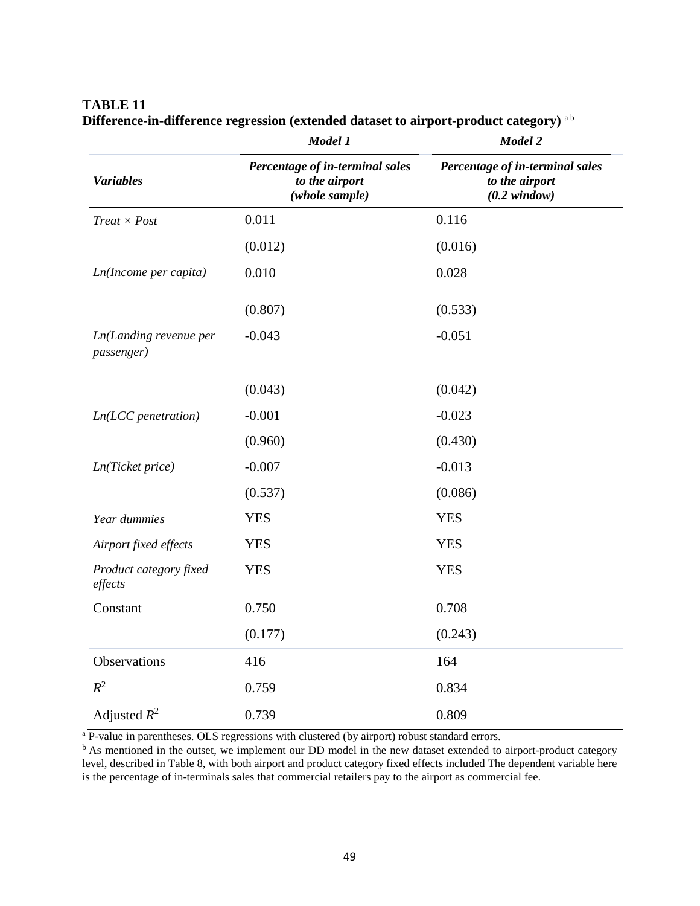**TABLE 11**
**Difference-in-difference regression (extended dataset to airport-product category)** [a b]

| | *Model 1* | *Model 2* |
|---|---|---|
| ***Variables*** | ***Percentage of in-terminal sales to the airport (whole sample)*** | ***Percentage of in-terminal sales to the airport (0.2 window)*** |
| *Treat × Post* | 0.011 | 0.116 |
| | (0.012) | (0.016) |
| *Ln(Income per capita)* | 0.010 | 0.028 |
| | (0.807) | (0.533) |
| *Ln(Landing revenue per passenger)* | -0.043 | -0.051 |
| | (0.043) | (0.042) |
| *Ln(LCC penetration)* | -0.001 | -0.023 |
| | (0.960) | (0.430) |
| *Ln(Ticket price)* | -0.007 | -0.013 |
| | (0.537) | (0.086) |
| *Year dummies* | YES | YES |
| *Airport fixed effects* | YES | YES |
| *Product category fixed effects* | YES | YES |
| Constant | 0.750 | 0.708 |
| | (0.177) | (0.243) |
| Observations | 416 | 164 |
| $R^2$ | 0.759 | 0.834 |
| Adjusted $R^2$ | 0.739 | 0.809 |

[a] P-value in parentheses. OLS regressions with clustered (by airport) robust standard errors.

[b] As mentioned in the outset, we implement our DD model in the new dataset extended to airport-product category level, described in Table 8, with both airport and product category fixed effects included The dependent variable here is the percentage of in-terminals sales that commercial retailers pay to the airport as commercial fee.